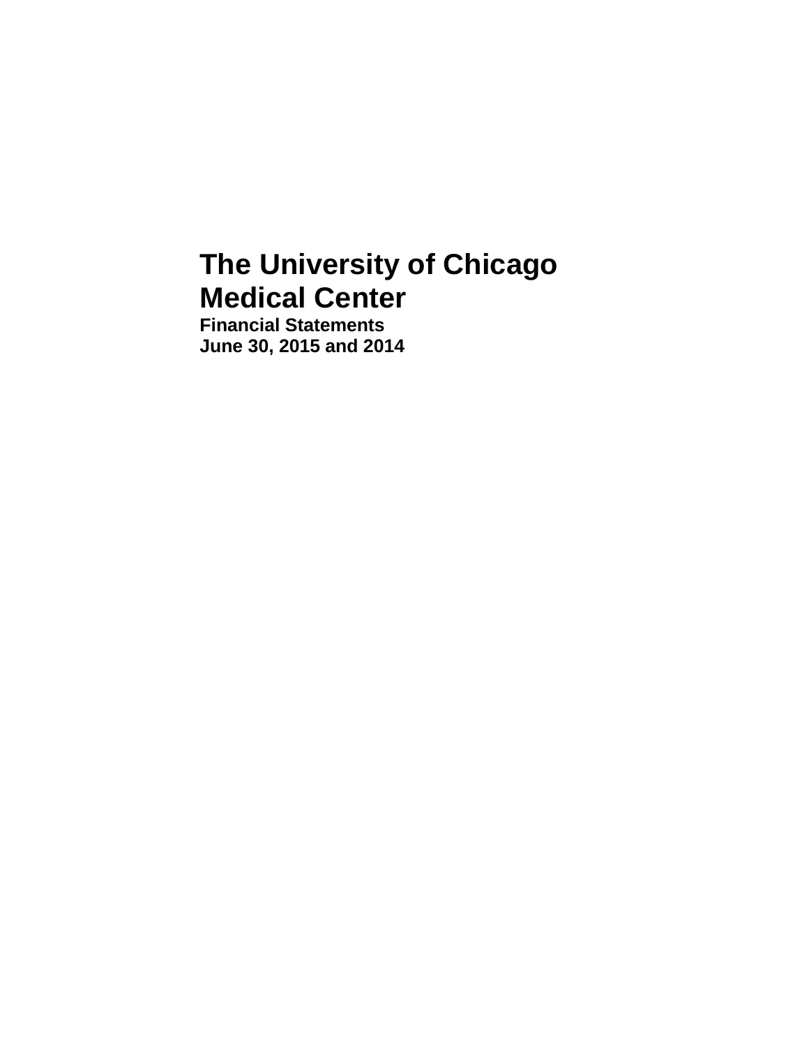# The University of Chicago Medical Center

**Financial Statements**
**June 30, 2015 and 2014**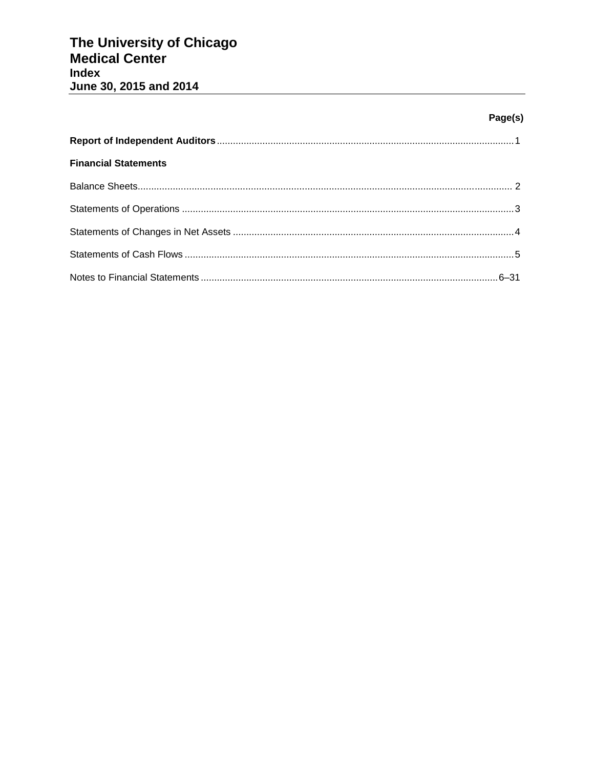# The University of Chicago Medical Center

## Index

## June 30, 2015 and 2014

| | Page(s) |
|---|---|
| **Report of Independent Auditors** | 1 |
| **Financial Statements** | |
| Balance Sheets | 2 |
| Statements of Operations | 3 |
| Statements of Changes in Net Assets | 4 |
| Statements of Cash Flows | 5 |
| Notes to Financial Statements | 6–31 |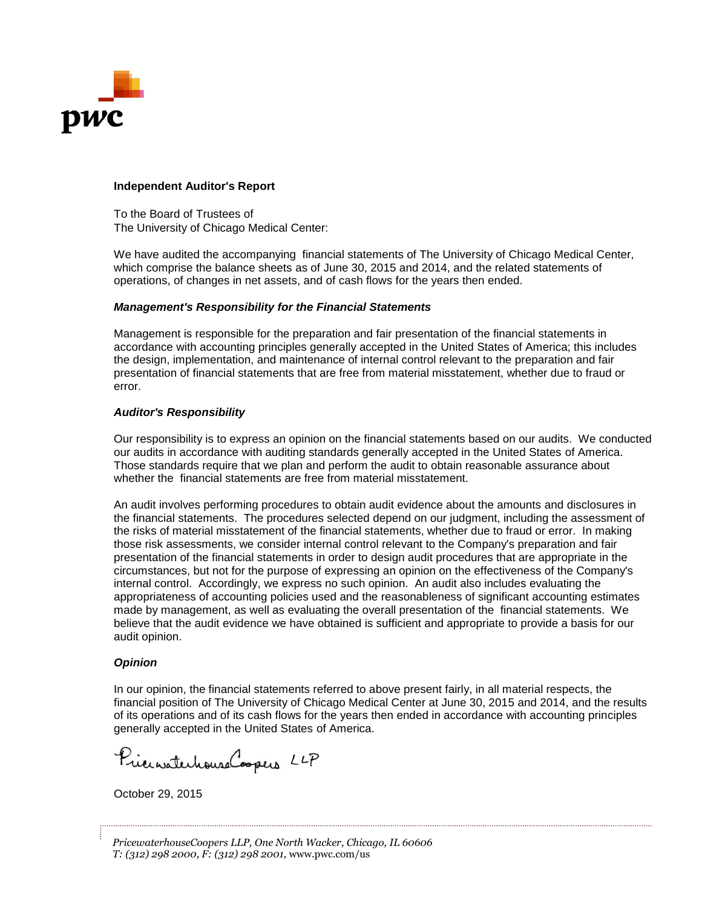pwc

## Independent Auditor's Report

To the Board of Trustees of
The University of Chicago Medical Center:

We have audited the accompanying financial statements of The University of Chicago Medical Center, which comprise the balance sheets as of June 30, 2015 and 2014, and the related statements of operations, of changes in net assets, and of cash flows for the years then ended.

### *Management's Responsibility for the Financial Statements*

Management is responsible for the preparation and fair presentation of the financial statements in accordance with accounting principles generally accepted in the United States of America; this includes the design, implementation, and maintenance of internal control relevant to the preparation and fair presentation of financial statements that are free from material misstatement, whether due to fraud or error.

### *Auditor's Responsibility*

Our responsibility is to express an opinion on the financial statements based on our audits. We conducted our audits in accordance with auditing standards generally accepted in the United States of America. Those standards require that we plan and perform the audit to obtain reasonable assurance about whether the financial statements are free from material misstatement.

An audit involves performing procedures to obtain audit evidence about the amounts and disclosures in the financial statements. The procedures selected depend on our judgment, including the assessment of the risks of material misstatement of the financial statements, whether due to fraud or error. In making those risk assessments, we consider internal control relevant to the Company's preparation and fair presentation of the financial statements in order to design audit procedures that are appropriate in the circumstances, but not for the purpose of expressing an opinion on the effectiveness of the Company's internal control. Accordingly, we express no such opinion. An audit also includes evaluating the appropriateness of accounting policies used and the reasonableness of significant accounting estimates made by management, as well as evaluating the overall presentation of the financial statements. We believe that the audit evidence we have obtained is sufficient and appropriate to provide a basis for our audit opinion.

### *Opinion*

In our opinion, the financial statements referred to above present fairly, in all material respects, the financial position of The University of Chicago Medical Center at June 30, 2015 and 2014, and the results of its operations and of its cash flows for the years then ended in accordance with accounting principles generally accepted in the United States of America.

PricewaterhouseCoopers LLP

October 29, 2015

*PricewaterhouseCoopers LLP, One North Wacker, Chicago, IL 60606*
*T: (312) 298 2000, F: (312) 298 2001,* www.pwc.com/us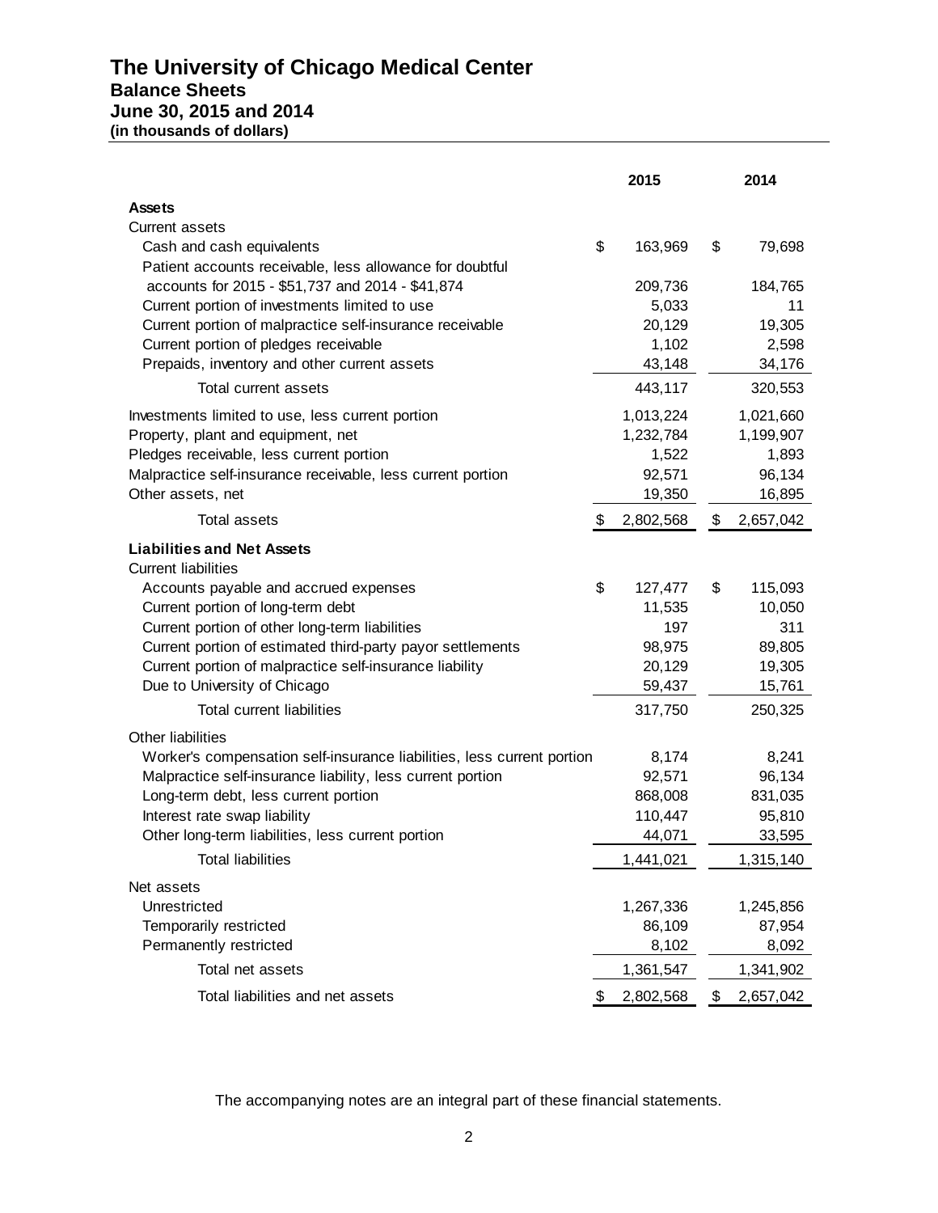# The University of Chicago Medical Center

## Balance Sheets

### June 30, 2015 and 2014

**(in thousands of dollars)**

| | 2015 | 2014 |
|---|---|---|
| **Assets** | | |
| Current assets | | |
| Cash and cash equivalents | $ 163,969 | $ 79,698 |
| Patient accounts receivable, less allowance for doubtful accounts for 2015 - $51,737 and 2014 - $41,874 | 209,736 | 184,765 |
| Current portion of investments limited to use | 5,033 | 11 |
| Current portion of malpractice self-insurance receivable | 20,129 | 19,305 |
| Current portion of pledges receivable | 1,102 | 2,598 |
| Prepaids, inventory and other current assets | 43,148 | 34,176 |
| Total current assets | 443,117 | 320,553 |
| Investments limited to use, less current portion | 1,013,224 | 1,021,660 |
| Property, plant and equipment, net | 1,232,784 | 1,199,907 |
| Pledges receivable, less current portion | 1,522 | 1,893 |
| Malpractice self-insurance receivable, less current portion | 92,571 | 96,134 |
| Other assets, net | 19,350 | 16,895 |
| Total assets | $ 2,802,568 | $ 2,657,042 |
| **Liabilities and Net Assets** | | |
| Current liabilities | | |
| Accounts payable and accrued expenses | $ 127,477 | $ 115,093 |
| Current portion of long-term debt | 11,535 | 10,050 |
| Current portion of other long-term liabilities | 197 | 311 |
| Current portion of estimated third-party payor settlements | 98,975 | 89,805 |
| Current portion of malpractice self-insurance liability | 20,129 | 19,305 |
| Due to University of Chicago | 59,437 | 15,761 |
| Total current liabilities | 317,750 | 250,325 |
| Other liabilities | | |
| Worker's compensation self-insurance liabilities, less current portion | 8,174 | 8,241 |
| Malpractice self-insurance liability, less current portion | 92,571 | 96,134 |
| Long-term debt, less current portion | 868,008 | 831,035 |
| Interest rate swap liability | 110,447 | 95,810 |
| Other long-term liabilities, less current portion | 44,071 | 33,595 |
| Total liabilities | 1,441,021 | 1,315,140 |
| Net assets | | |
| Unrestricted | 1,267,336 | 1,245,856 |
| Temporarily restricted | 86,109 | 87,954 |
| Permanently restricted | 8,102 | 8,092 |
| Total net assets | 1,361,547 | 1,341,902 |
| Total liabilities and net assets | $ 2,802,568 | $ 2,657,042 |

The accompanying notes are an integral part of these financial statements.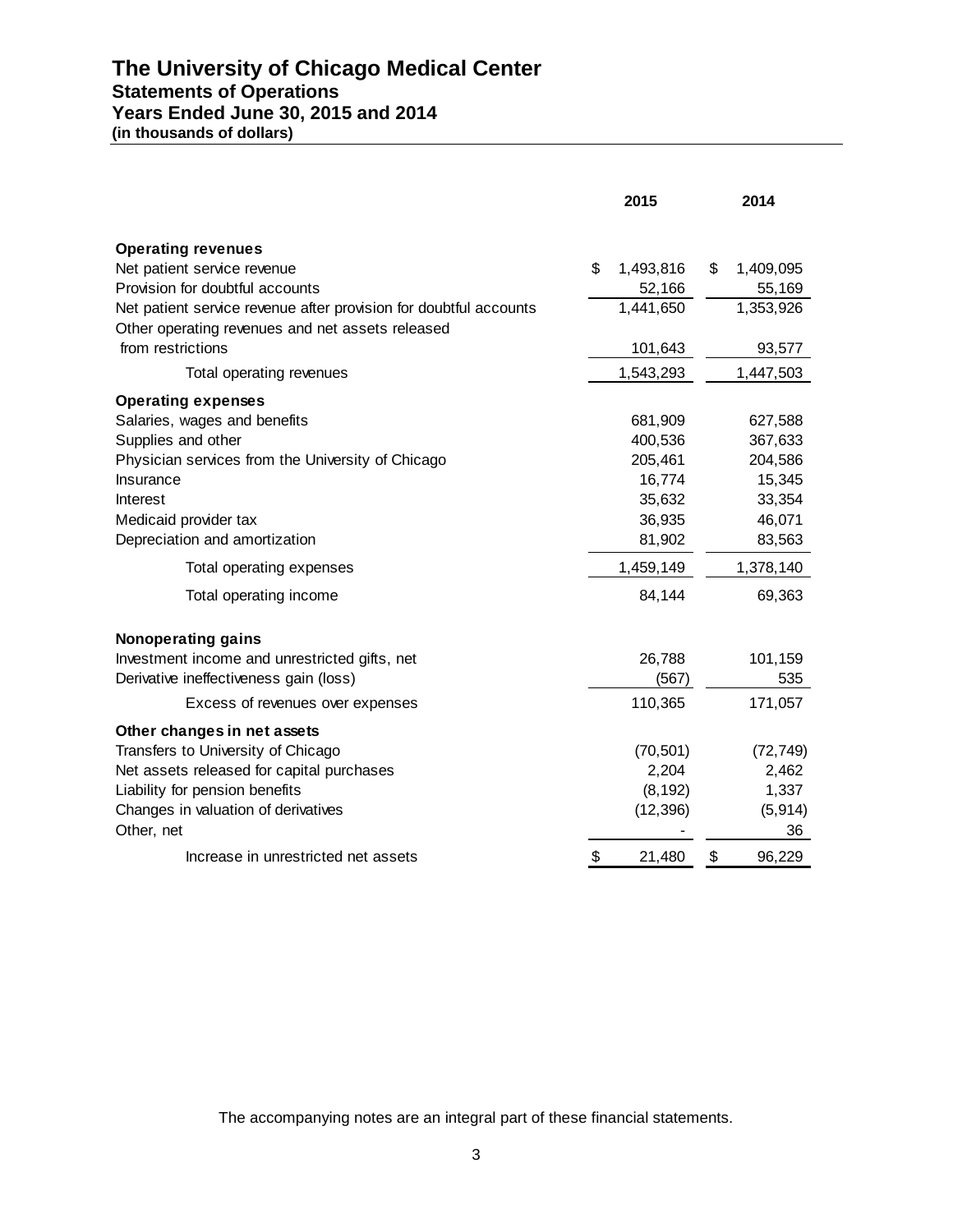# The University of Chicago Medical Center
## Statements of Operations
## Years Ended June 30, 2015 and 2014
**(in thousands of dollars)**

| | 2015 | 2014 |
|---|---|---|
| **Operating revenues** | | |
| Net patient service revenue | $ 1,493,816 | $ 1,409,095 |
| Provision for doubtful accounts | 52,166 | 55,169 |
| Net patient service revenue after provision for doubtful accounts | 1,441,650 | 1,353,926 |
| Other operating revenues and net assets released from restrictions | 101,643 | 93,577 |
| Total operating revenues | 1,543,293 | 1,447,503 |
| **Operating expenses** | | |
| Salaries, wages and benefits | 681,909 | 627,588 |
| Supplies and other | 400,536 | 367,633 |
| Physician services from the University of Chicago | 205,461 | 204,586 |
| Insurance | 16,774 | 15,345 |
| Interest | 35,632 | 33,354 |
| Medicaid provider tax | 36,935 | 46,071 |
| Depreciation and amortization | 81,902 | 83,563 |
| Total operating expenses | 1,459,149 | 1,378,140 |
| Total operating income | 84,144 | 69,363 |
| **Nonoperating gains** | | |
| Investment income and unrestricted gifts, net | 26,788 | 101,159 |
| Derivative ineffectiveness gain (loss) | (567) | 535 |
| Excess of revenues over expenses | 110,365 | 171,057 |
| **Other changes in net assets** | | |
| Transfers to University of Chicago | (70,501) | (72,749) |
| Net assets released for capital purchases | 2,204 | 2,462 |
| Liability for pension benefits | (8,192) | 1,337 |
| Changes in valuation of derivatives | (12,396) | (5,914) |
| Other, net | - | 36 |
| Increase in unrestricted net assets | $ 21,480 | $ 96,229 |

The accompanying notes are an integral part of these financial statements.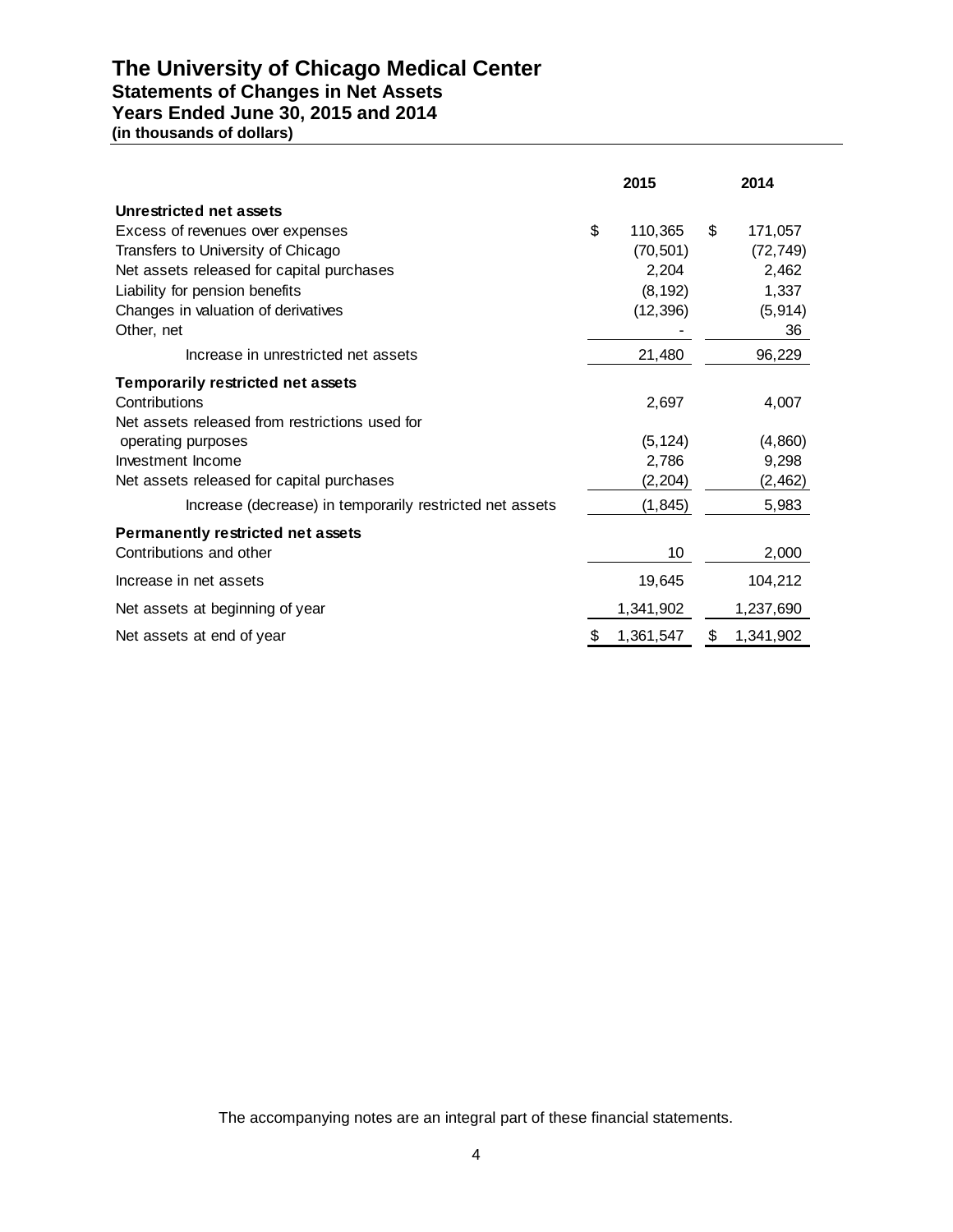# The University of Chicago Medical Center
## Statements of Changes in Net Assets
## Years Ended June 30, 2015 and 2014
**(in thousands of dollars)**

| | 2015 | 2014 |
|---|---|---|
| **Unrestricted net assets** | | |
| Excess of revenues over expenses | $ 110,365 | $ 171,057 |
| Transfers to University of Chicago | (70,501) | (72,749) |
| Net assets released for capital purchases | 2,204 | 2,462 |
| Liability for pension benefits | (8,192) | 1,337 |
| Changes in valuation of derivatives | (12,396) | (5,914) |
| Other, net | - | 36 |
| Increase in unrestricted net assets | 21,480 | 96,229 |
| **Temporarily restricted net assets** | | |
| Contributions | 2,697 | 4,007 |
| Net assets released from restrictions used for operating purposes | (5,124) | (4,860) |
| Investment Income | 2,786 | 9,298 |
| Net assets released for capital purchases | (2,204) | (2,462) |
| Increase (decrease) in temporarily restricted net assets | (1,845) | 5,983 |
| **Permanently restricted net assets** | | |
| Contributions and other | 10 | 2,000 |
| Increase in net assets | 19,645 | 104,212 |
| Net assets at beginning of year | 1,341,902 | 1,237,690 |
| Net assets at end of year | $ 1,361,547 | $ 1,341,902 |

The accompanying notes are an integral part of these financial statements.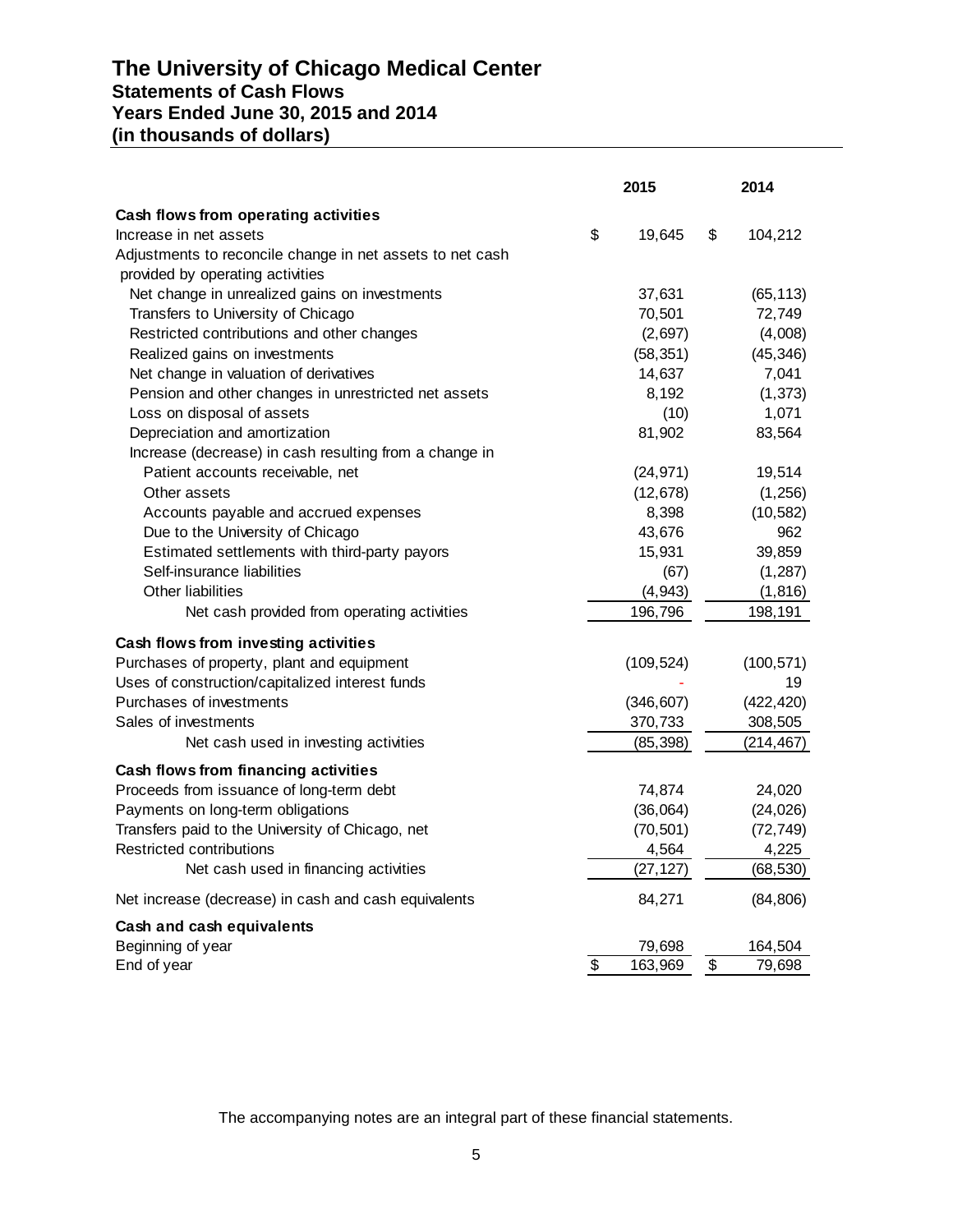# The University of Chicago Medical Center
## Statements of Cash Flows
## Years Ended June 30, 2015 and 2014
## (in thousands of dollars)

| | 2015 | 2014 |
|---|---|---|
| **Cash flows from operating activities** | | |
| Increase in net assets | $ 19,645 | $ 104,212 |
| Adjustments to reconcile change in net assets to net cash provided by operating activities | | |
| Net change in unrealized gains on investments | 37,631 | (65,113) |
| Transfers to University of Chicago | 70,501 | 72,749 |
| Restricted contributions and other changes | (2,697) | (4,008) |
| Realized gains on investments | (58,351) | (45,346) |
| Net change in valuation of derivatives | 14,637 | 7,041 |
| Pension and other changes in unrestricted net assets | 8,192 | (1,373) |
| Loss on disposal of assets | (10) | 1,071 |
| Depreciation and amortization | 81,902 | 83,564 |
| Increase (decrease) in cash resulting from a change in | | |
| Patient accounts receivable, net | (24,971) | 19,514 |
| Other assets | (12,678) | (1,256) |
| Accounts payable and accrued expenses | 8,398 | (10,582) |
| Due to the University of Chicago | 43,676 | 962 |
| Estimated settlements with third-party payors | 15,931 | 39,859 |
| Self-insurance liabilities | (67) | (1,287) |
| Other liabilities | (4,943) | (1,816) |
| Net cash provided from operating activities | 196,796 | 198,191 |
| **Cash flows from investing activities** | | |
| Purchases of property, plant and equipment | (109,524) | (100,571) |
| Uses of construction/capitalized interest funds | - | 19 |
| Purchases of investments | (346,607) | (422,420) |
| Sales of investments | 370,733 | 308,505 |
| Net cash used in investing activities | (85,398) | (214,467) |
| **Cash flows from financing activities** | | |
| Proceeds from issuance of long-term debt | 74,874 | 24,020 |
| Payments on long-term obligations | (36,064) | (24,026) |
| Transfers paid to the University of Chicago, net | (70,501) | (72,749) |
| Restricted contributions | 4,564 | 4,225 |
| Net cash used in financing activities | (27,127) | (68,530) |
| Net increase (decrease) in cash and cash equivalents | 84,271 | (84,806) |
| **Cash and cash equivalents** | | |
| Beginning of year | 79,698 | 164,504 |
| End of year | $ 163,969 | $ 79,698 |

The accompanying notes are an integral part of these financial statements.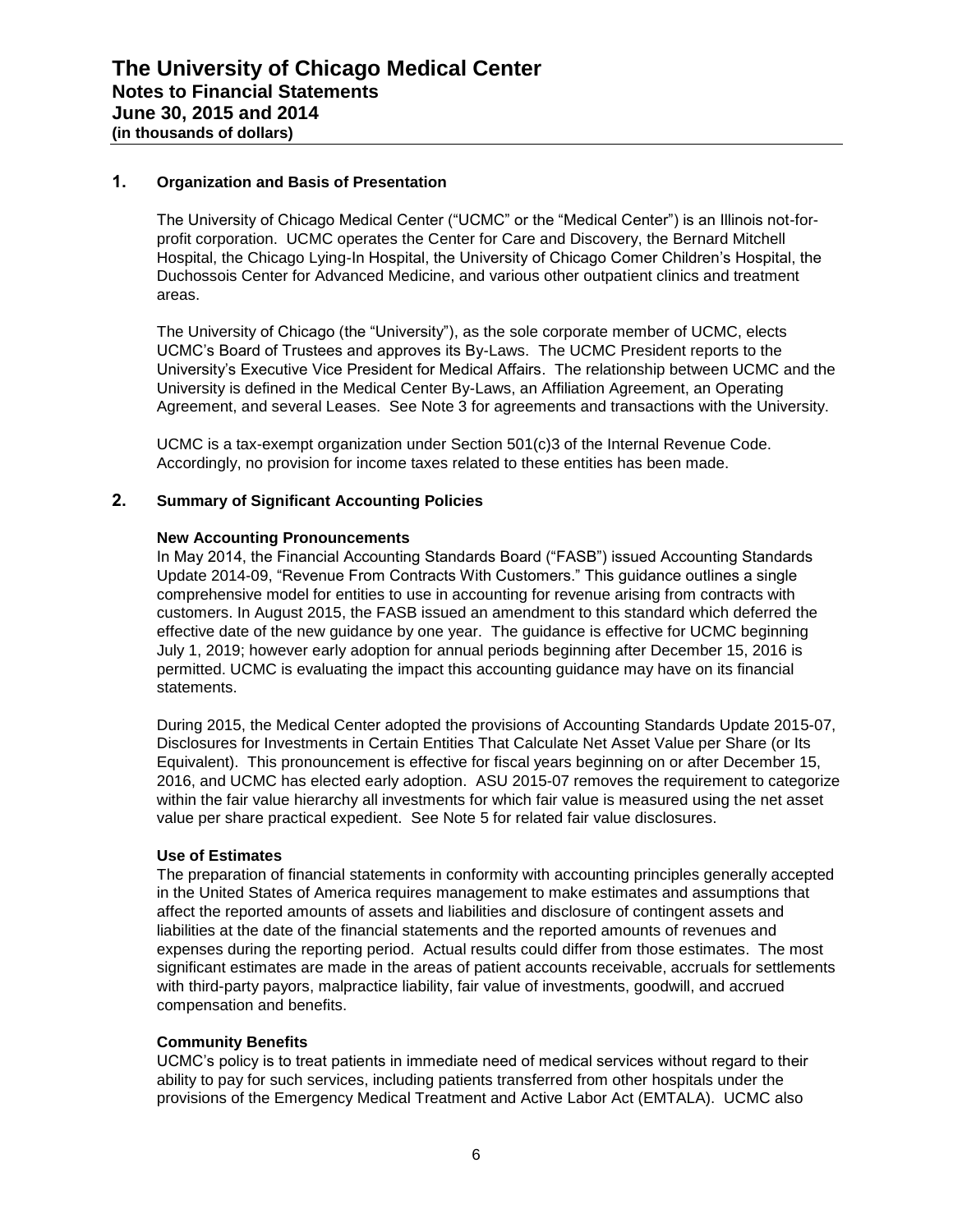## 1. Organization and Basis of Presentation

The University of Chicago Medical Center ("UCMC" or the "Medical Center") is an Illinois not-for-profit corporation. UCMC operates the Center for Care and Discovery, the Bernard Mitchell Hospital, the Chicago Lying-In Hospital, the University of Chicago Comer Children's Hospital, the Duchossois Center for Advanced Medicine, and various other outpatient clinics and treatment areas.

The University of Chicago (the "University"), as the sole corporate member of UCMC, elects UCMC's Board of Trustees and approves its By-Laws. The UCMC President reports to the University's Executive Vice President for Medical Affairs. The relationship between UCMC and the University is defined in the Medical Center By-Laws, an Affiliation Agreement, an Operating Agreement, and several Leases. See Note 3 for agreements and transactions with the University.

UCMC is a tax-exempt organization under Section 501(c)3 of the Internal Revenue Code. Accordingly, no provision for income taxes related to these entities has been made.

## 2. Summary of Significant Accounting Policies

### New Accounting Pronouncements

In May 2014, the Financial Accounting Standards Board ("FASB") issued Accounting Standards Update 2014-09, "Revenue From Contracts With Customers." This guidance outlines a single comprehensive model for entities to use in accounting for revenue arising from contracts with customers. In August 2015, the FASB issued an amendment to this standard which deferred the effective date of the new guidance by one year. The guidance is effective for UCMC beginning July 1, 2019; however early adoption for annual periods beginning after December 15, 2016 is permitted. UCMC is evaluating the impact this accounting guidance may have on its financial statements.

During 2015, the Medical Center adopted the provisions of Accounting Standards Update 2015-07, Disclosures for Investments in Certain Entities That Calculate Net Asset Value per Share (or Its Equivalent). This pronouncement is effective for fiscal years beginning on or after December 15, 2016, and UCMC has elected early adoption. ASU 2015-07 removes the requirement to categorize within the fair value hierarchy all investments for which fair value is measured using the net asset value per share practical expedient. See Note 5 for related fair value disclosures.

### Use of Estimates

The preparation of financial statements in conformity with accounting principles generally accepted in the United States of America requires management to make estimates and assumptions that affect the reported amounts of assets and liabilities and disclosure of contingent assets and liabilities at the date of the financial statements and the reported amounts of revenues and expenses during the reporting period. Actual results could differ from those estimates. The most significant estimates are made in the areas of patient accounts receivable, accruals for settlements with third-party payors, malpractice liability, fair value of investments, goodwill, and accrued compensation and benefits.

### Community Benefits

UCMC's policy is to treat patients in immediate need of medical services without regard to their ability to pay for such services, including patients transferred from other hospitals under the provisions of the Emergency Medical Treatment and Active Labor Act (EMTALA). UCMC also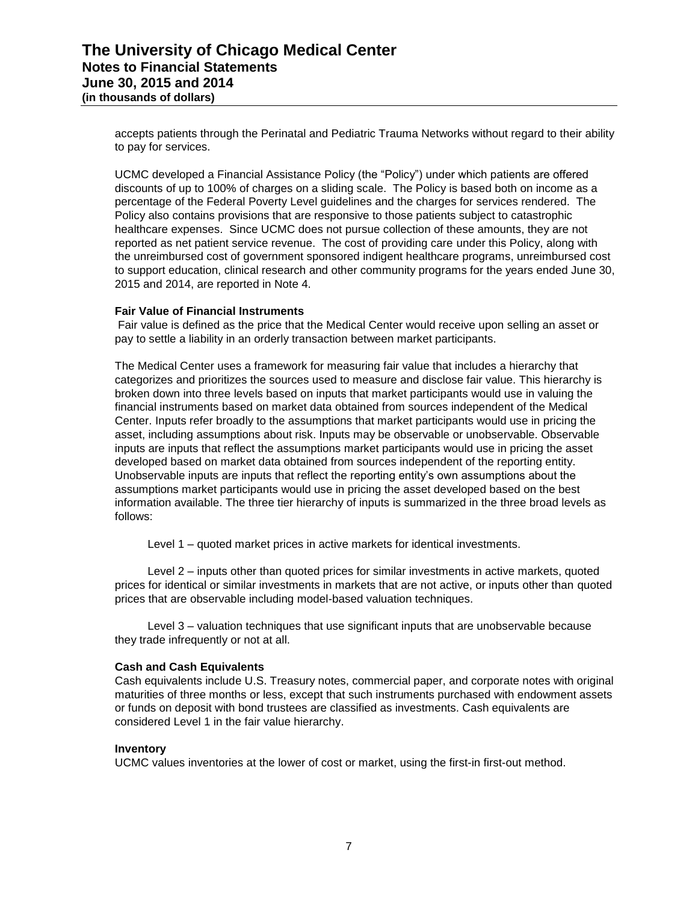accepts patients through the Perinatal and Pediatric Trauma Networks without regard to their ability to pay for services.

UCMC developed a Financial Assistance Policy (the "Policy") under which patients are offered discounts of up to 100% of charges on a sliding scale. The Policy is based both on income as a percentage of the Federal Poverty Level guidelines and the charges for services rendered. The Policy also contains provisions that are responsive to those patients subject to catastrophic healthcare expenses. Since UCMC does not pursue collection of these amounts, they are not reported as net patient service revenue. The cost of providing care under this Policy, along with the unreimbursed cost of government sponsored indigent healthcare programs, unreimbursed cost to support education, clinical research and other community programs for the years ended June 30, 2015 and 2014, are reported in Note 4.

**Fair Value of Financial Instruments**

Fair value is defined as the price that the Medical Center would receive upon selling an asset or pay to settle a liability in an orderly transaction between market participants.

The Medical Center uses a framework for measuring fair value that includes a hierarchy that categorizes and prioritizes the sources used to measure and disclose fair value. This hierarchy is broken down into three levels based on inputs that market participants would use in valuing the financial instruments based on market data obtained from sources independent of the Medical Center. Inputs refer broadly to the assumptions that market participants would use in pricing the asset, including assumptions about risk. Inputs may be observable or unobservable. Observable inputs are inputs that reflect the assumptions market participants would use in pricing the asset developed based on market data obtained from sources independent of the reporting entity. Unobservable inputs are inputs that reflect the reporting entity's own assumptions about the assumptions market participants would use in pricing the asset developed based on the best information available. The three tier hierarchy of inputs is summarized in the three broad levels as follows:

Level 1 – quoted market prices in active markets for identical investments.

Level 2 – inputs other than quoted prices for similar investments in active markets, quoted prices for identical or similar investments in markets that are not active, or inputs other than quoted prices that are observable including model-based valuation techniques.

Level 3 – valuation techniques that use significant inputs that are unobservable because they trade infrequently or not at all.

**Cash and Cash Equivalents**

Cash equivalents include U.S. Treasury notes, commercial paper, and corporate notes with original maturities of three months or less, except that such instruments purchased with endowment assets or funds on deposit with bond trustees are classified as investments. Cash equivalents are considered Level 1 in the fair value hierarchy.

**Inventory**

UCMC values inventories at the lower of cost or market, using the first-in first-out method.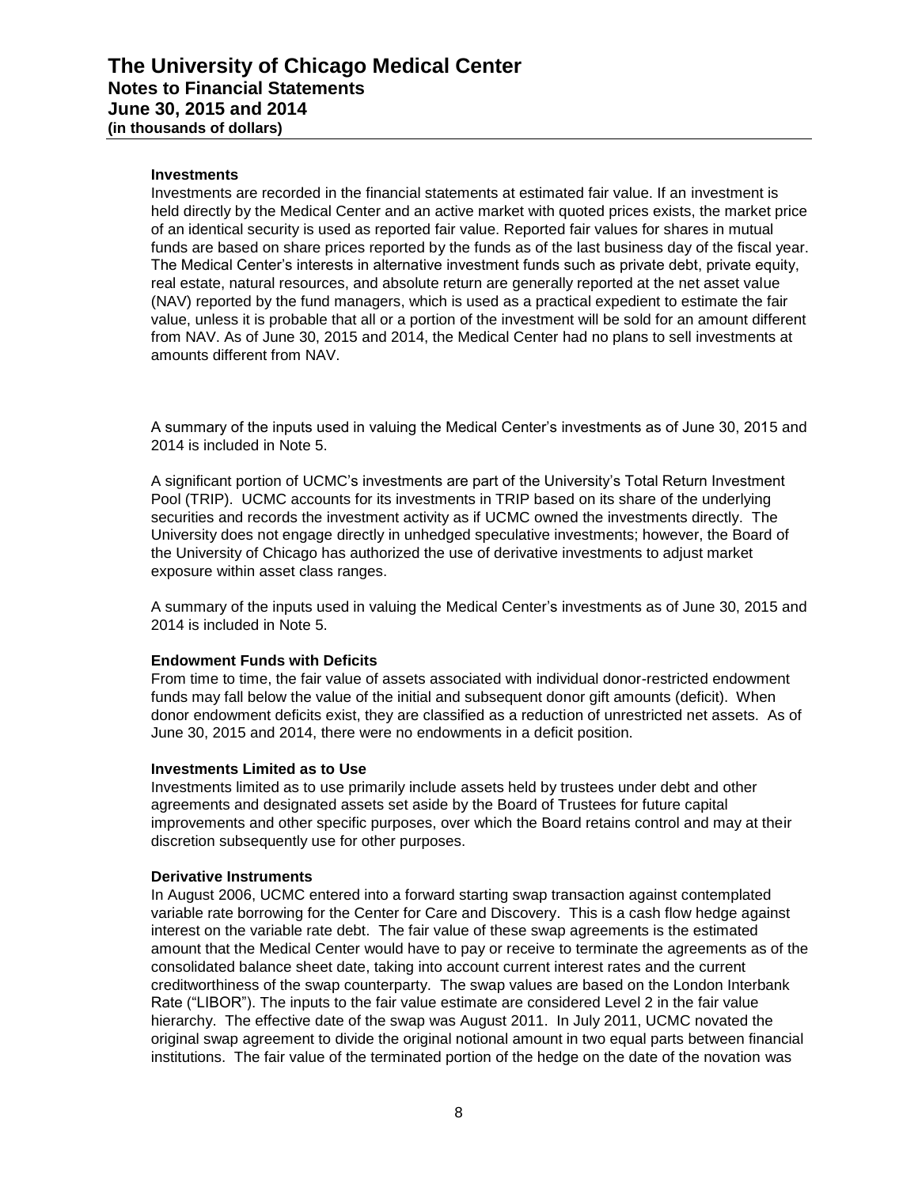#### Investments

Investments are recorded in the financial statements at estimated fair value. If an investment is held directly by the Medical Center and an active market with quoted prices exists, the market price of an identical security is used as reported fair value. Reported fair values for shares in mutual funds are based on share prices reported by the funds as of the last business day of the fiscal year. The Medical Center's interests in alternative investment funds such as private debt, private equity, real estate, natural resources, and absolute return are generally reported at the net asset value (NAV) reported by the fund managers, which is used as a practical expedient to estimate the fair value, unless it is probable that all or a portion of the investment will be sold for an amount different from NAV. As of June 30, 2015 and 2014, the Medical Center had no plans to sell investments at amounts different from NAV.

A summary of the inputs used in valuing the Medical Center's investments as of June 30, 2015 and 2014 is included in Note 5.

A significant portion of UCMC's investments are part of the University's Total Return Investment Pool (TRIP). UCMC accounts for its investments in TRIP based on its share of the underlying securities and records the investment activity as if UCMC owned the investments directly. The University does not engage directly in unhedged speculative investments; however, the Board of the University of Chicago has authorized the use of derivative investments to adjust market exposure within asset class ranges.

A summary of the inputs used in valuing the Medical Center's investments as of June 30, 2015 and 2014 is included in Note 5.

#### Endowment Funds with Deficits

From time to time, the fair value of assets associated with individual donor-restricted endowment funds may fall below the value of the initial and subsequent donor gift amounts (deficit). When donor endowment deficits exist, they are classified as a reduction of unrestricted net assets. As of June 30, 2015 and 2014, there were no endowments in a deficit position.

#### Investments Limited as to Use

Investments limited as to use primarily include assets held by trustees under debt and other agreements and designated assets set aside by the Board of Trustees for future capital improvements and other specific purposes, over which the Board retains control and may at their discretion subsequently use for other purposes.

#### Derivative Instruments

In August 2006, UCMC entered into a forward starting swap transaction against contemplated variable rate borrowing for the Center for Care and Discovery. This is a cash flow hedge against interest on the variable rate debt. The fair value of these swap agreements is the estimated amount that the Medical Center would have to pay or receive to terminate the agreements as of the consolidated balance sheet date, taking into account current interest rates and the current creditworthiness of the swap counterparty. The swap values are based on the London Interbank Rate ("LIBOR"). The inputs to the fair value estimate are considered Level 2 in the fair value hierarchy. The effective date of the swap was August 2011. In July 2011, UCMC novated the original swap agreement to divide the original notional amount in two equal parts between financial institutions. The fair value of the terminated portion of the hedge on the date of the novation was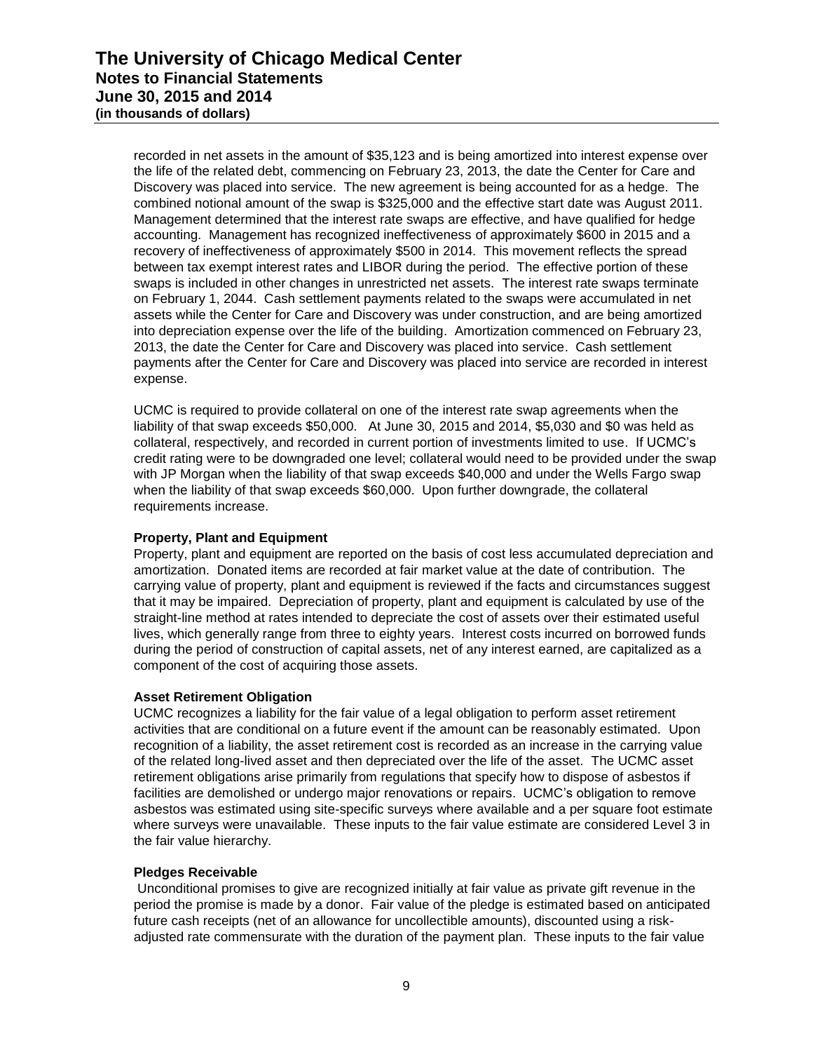recorded in net assets in the amount of $35,123 and is being amortized into interest expense over the life of the related debt, commencing on February 23, 2013, the date the Center for Care and Discovery was placed into service. The new agreement is being accounted for as a hedge. The combined notional amount of the swap is $325,000 and the effective start date was August 2011. Management determined that the interest rate swaps are effective, and have qualified for hedge accounting. Management has recognized ineffectiveness of approximately $600 in 2015 and a recovery of ineffectiveness of approximately $500 in 2014. This movement reflects the spread between tax exempt interest rates and LIBOR during the period. The effective portion of these swaps is included in other changes in unrestricted net assets. The interest rate swaps terminate on February 1, 2044. Cash settlement payments related to the swaps were accumulated in net assets while the Center for Care and Discovery was under construction, and are being amortized into depreciation expense over the life of the building. Amortization commenced on February 23, 2013, the date the Center for Care and Discovery was placed into service. Cash settlement payments after the Center for Care and Discovery was placed into service are recorded in interest expense.

UCMC is required to provide collateral on one of the interest rate swap agreements when the liability of that swap exceeds $50,000. At June 30, 2015 and 2014, $5,030 and $0 was held as collateral, respectively, and recorded in current portion of investments limited to use. If UCMC's credit rating were to be downgraded one level; collateral would need to be provided under the swap with JP Morgan when the liability of that swap exceeds $40,000 and under the Wells Fargo swap when the liability of that swap exceeds $60,000. Upon further downgrade, the collateral requirements increase.

### Property, Plant and Equipment

Property, plant and equipment are reported on the basis of cost less accumulated depreciation and amortization. Donated items are recorded at fair market value at the date of contribution. The carrying value of property, plant and equipment is reviewed if the facts and circumstances suggest that it may be impaired. Depreciation of property, plant and equipment is calculated by use of the straight-line method at rates intended to depreciate the cost of assets over their estimated useful lives, which generally range from three to eighty years. Interest costs incurred on borrowed funds during the period of construction of capital assets, net of any interest earned, are capitalized as a component of the cost of acquiring those assets.

### Asset Retirement Obligation

UCMC recognizes a liability for the fair value of a legal obligation to perform asset retirement activities that are conditional on a future event if the amount can be reasonably estimated. Upon recognition of a liability, the asset retirement cost is recorded as an increase in the carrying value of the related long-lived asset and then depreciated over the life of the asset. The UCMC asset retirement obligations arise primarily from regulations that specify how to dispose of asbestos if facilities are demolished or undergo major renovations or repairs. UCMC's obligation to remove asbestos was estimated using site-specific surveys where available and a per square foot estimate where surveys were unavailable. These inputs to the fair value estimate are considered Level 3 in the fair value hierarchy.

### Pledges Receivable

Unconditional promises to give are recognized initially at fair value as private gift revenue in the period the promise is made by a donor. Fair value of the pledge is estimated based on anticipated future cash receipts (net of an allowance for uncollectible amounts), discounted using a risk-adjusted rate commensurate with the duration of the payment plan. These inputs to the fair value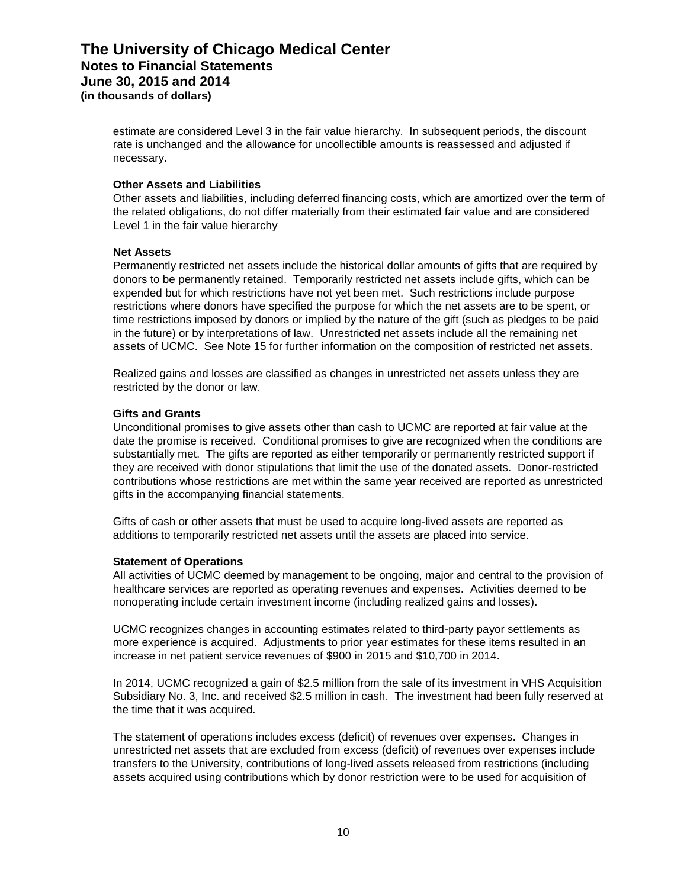estimate are considered Level 3 in the fair value hierarchy. In subsequent periods, the discount rate is unchanged and the allowance for uncollectible amounts is reassessed and adjusted if necessary.

**Other Assets and Liabilities**

Other assets and liabilities, including deferred financing costs, which are amortized over the term of the related obligations, do not differ materially from their estimated fair value and are considered Level 1 in the fair value hierarchy

**Net Assets**

Permanently restricted net assets include the historical dollar amounts of gifts that are required by donors to be permanently retained. Temporarily restricted net assets include gifts, which can be expended but for which restrictions have not yet been met. Such restrictions include purpose restrictions where donors have specified the purpose for which the net assets are to be spent, or time restrictions imposed by donors or implied by the nature of the gift (such as pledges to be paid in the future) or by interpretations of law. Unrestricted net assets include all the remaining net assets of UCMC. See Note 15 for further information on the composition of restricted net assets.

Realized gains and losses are classified as changes in unrestricted net assets unless they are restricted by the donor or law.

**Gifts and Grants**

Unconditional promises to give assets other than cash to UCMC are reported at fair value at the date the promise is received. Conditional promises to give are recognized when the conditions are substantially met. The gifts are reported as either temporarily or permanently restricted support if they are received with donor stipulations that limit the use of the donated assets. Donor-restricted contributions whose restrictions are met within the same year received are reported as unrestricted gifts in the accompanying financial statements.

Gifts of cash or other assets that must be used to acquire long-lived assets are reported as additions to temporarily restricted net assets until the assets are placed into service.

**Statement of Operations**

All activities of UCMC deemed by management to be ongoing, major and central to the provision of healthcare services are reported as operating revenues and expenses. Activities deemed to be nonoperating include certain investment income (including realized gains and losses).

UCMC recognizes changes in accounting estimates related to third-party payor settlements as more experience is acquired. Adjustments to prior year estimates for these items resulted in an increase in net patient service revenues of $900 in 2015 and $10,700 in 2014.

In 2014, UCMC recognized a gain of $2.5 million from the sale of its investment in VHS Acquisition Subsidiary No. 3, Inc. and received $2.5 million in cash. The investment had been fully reserved at the time that it was acquired.

The statement of operations includes excess (deficit) of revenues over expenses. Changes in unrestricted net assets that are excluded from excess (deficit) of revenues over expenses include transfers to the University, contributions of long-lived assets released from restrictions (including assets acquired using contributions which by donor restriction were to be used for acquisition of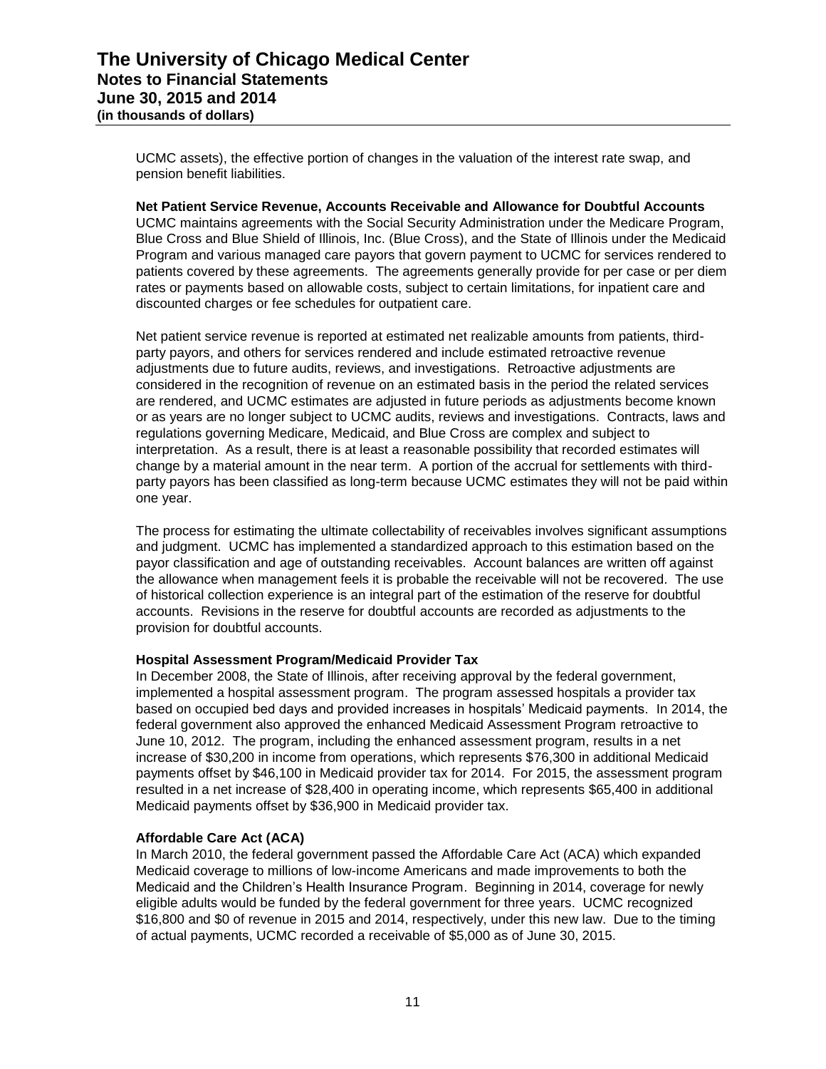UCMC assets), the effective portion of changes in the valuation of the interest rate swap, and pension benefit liabilities.

**Net Patient Service Revenue, Accounts Receivable and Allowance for Doubtful Accounts**
UCMC maintains agreements with the Social Security Administration under the Medicare Program, Blue Cross and Blue Shield of Illinois, Inc. (Blue Cross), and the State of Illinois under the Medicaid Program and various managed care payors that govern payment to UCMC for services rendered to patients covered by these agreements. The agreements generally provide for per case or per diem rates or payments based on allowable costs, subject to certain limitations, for inpatient care and discounted charges or fee schedules for outpatient care.

Net patient service revenue is reported at estimated net realizable amounts from patients, third-party payors, and others for services rendered and include estimated retroactive revenue adjustments due to future audits, reviews, and investigations. Retroactive adjustments are considered in the recognition of revenue on an estimated basis in the period the related services are rendered, and UCMC estimates are adjusted in future periods as adjustments become known or as years are no longer subject to UCMC audits, reviews and investigations. Contracts, laws and regulations governing Medicare, Medicaid, and Blue Cross are complex and subject to interpretation. As a result, there is at least a reasonable possibility that recorded estimates will change by a material amount in the near term. A portion of the accrual for settlements with third-party payors has been classified as long-term because UCMC estimates they will not be paid within one year.

The process for estimating the ultimate collectability of receivables involves significant assumptions and judgment. UCMC has implemented a standardized approach to this estimation based on the payor classification and age of outstanding receivables. Account balances are written off against the allowance when management feels it is probable the receivable will not be recovered. The use of historical collection experience is an integral part of the estimation of the reserve for doubtful accounts. Revisions in the reserve for doubtful accounts are recorded as adjustments to the provision for doubtful accounts.

**Hospital Assessment Program/Medicaid Provider Tax**
In December 2008, the State of Illinois, after receiving approval by the federal government, implemented a hospital assessment program. The program assessed hospitals a provider tax based on occupied bed days and provided increases in hospitals' Medicaid payments. In 2014, the federal government also approved the enhanced Medicaid Assessment Program retroactive to June 10, 2012. The program, including the enhanced assessment program, results in a net increase of $30,200 in income from operations, which represents $76,300 in additional Medicaid payments offset by $46,100 in Medicaid provider tax for 2014. For 2015, the assessment program resulted in a net increase of $28,400 in operating income, which represents $65,400 in additional Medicaid payments offset by $36,900 in Medicaid provider tax.

**Affordable Care Act (ACA)**
In March 2010, the federal government passed the Affordable Care Act (ACA) which expanded Medicaid coverage to millions of low-income Americans and made improvements to both the Medicaid and the Children's Health Insurance Program. Beginning in 2014, coverage for newly eligible adults would be funded by the federal government for three years. UCMC recognized $16,800 and $0 of revenue in 2015 and 2014, respectively, under this new law. Due to the timing of actual payments, UCMC recorded a receivable of $5,000 as of June 30, 2015.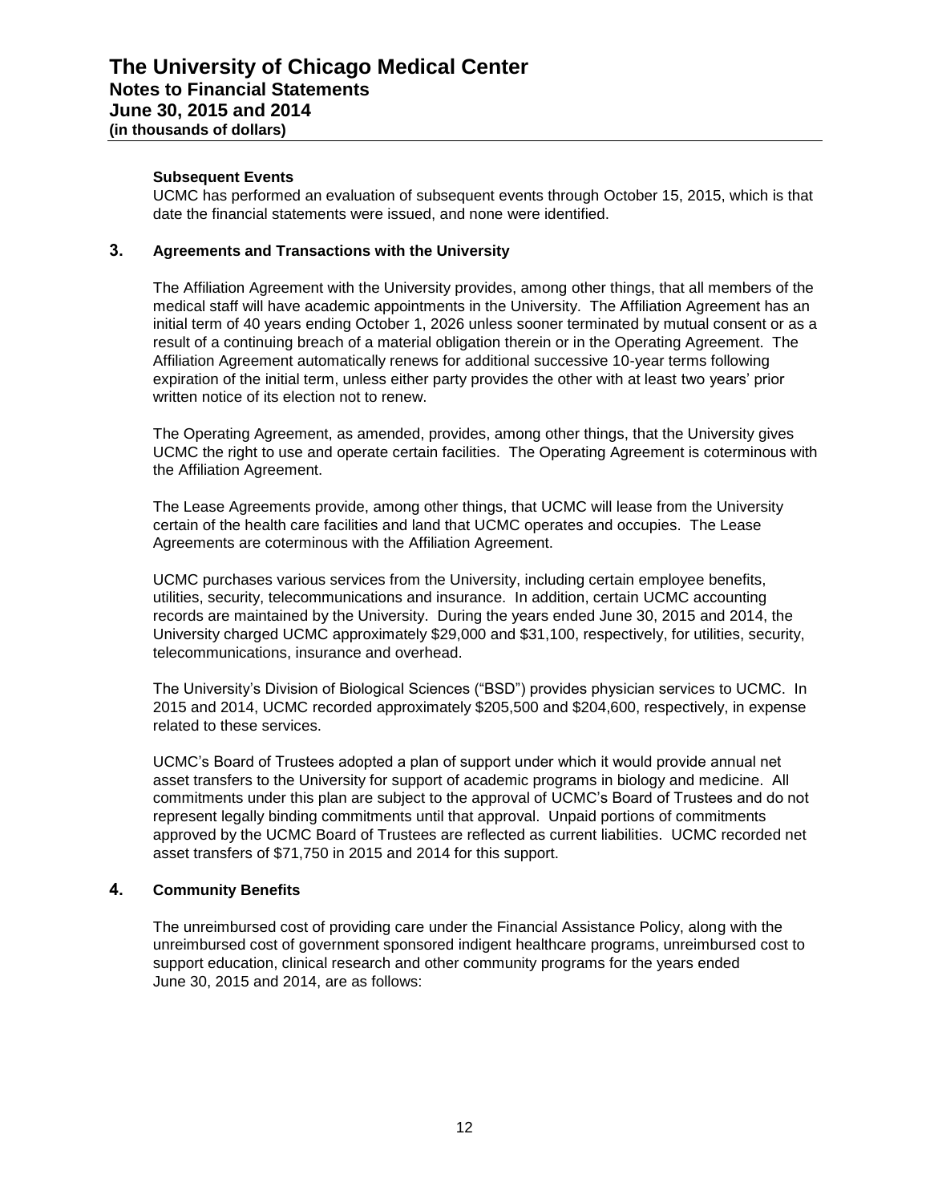**Subsequent Events**

UCMC has performed an evaluation of subsequent events through October 15, 2015, which is that date the financial statements were issued, and none were identified.

## 3. Agreements and Transactions with the University

The Affiliation Agreement with the University provides, among other things, that all members of the medical staff will have academic appointments in the University. The Affiliation Agreement has an initial term of 40 years ending October 1, 2026 unless sooner terminated by mutual consent or as a result of a continuing breach of a material obligation therein or in the Operating Agreement. The Affiliation Agreement automatically renews for additional successive 10-year terms following expiration of the initial term, unless either party provides the other with at least two years' prior written notice of its election not to renew.

The Operating Agreement, as amended, provides, among other things, that the University gives UCMC the right to use and operate certain facilities. The Operating Agreement is coterminous with the Affiliation Agreement.

The Lease Agreements provide, among other things, that UCMC will lease from the University certain of the health care facilities and land that UCMC operates and occupies. The Lease Agreements are coterminous with the Affiliation Agreement.

UCMC purchases various services from the University, including certain employee benefits, utilities, security, telecommunications and insurance. In addition, certain UCMC accounting records are maintained by the University. During the years ended June 30, 2015 and 2014, the University charged UCMC approximately $29,000 and $31,100, respectively, for utilities, security, telecommunications, insurance and overhead.

The University's Division of Biological Sciences ("BSD") provides physician services to UCMC. In 2015 and 2014, UCMC recorded approximately $205,500 and $204,600, respectively, in expense related to these services.

UCMC's Board of Trustees adopted a plan of support under which it would provide annual net asset transfers to the University for support of academic programs in biology and medicine. All commitments under this plan are subject to the approval of UCMC's Board of Trustees and do not represent legally binding commitments until that approval. Unpaid portions of commitments approved by the UCMC Board of Trustees are reflected as current liabilities. UCMC recorded net asset transfers of $71,750 in 2015 and 2014 for this support.

## 4. Community Benefits

The unreimbursed cost of providing care under the Financial Assistance Policy, along with the unreimbursed cost of government sponsored indigent healthcare programs, unreimbursed cost to support education, clinical research and other community programs for the years ended June 30, 2015 and 2014, are as follows: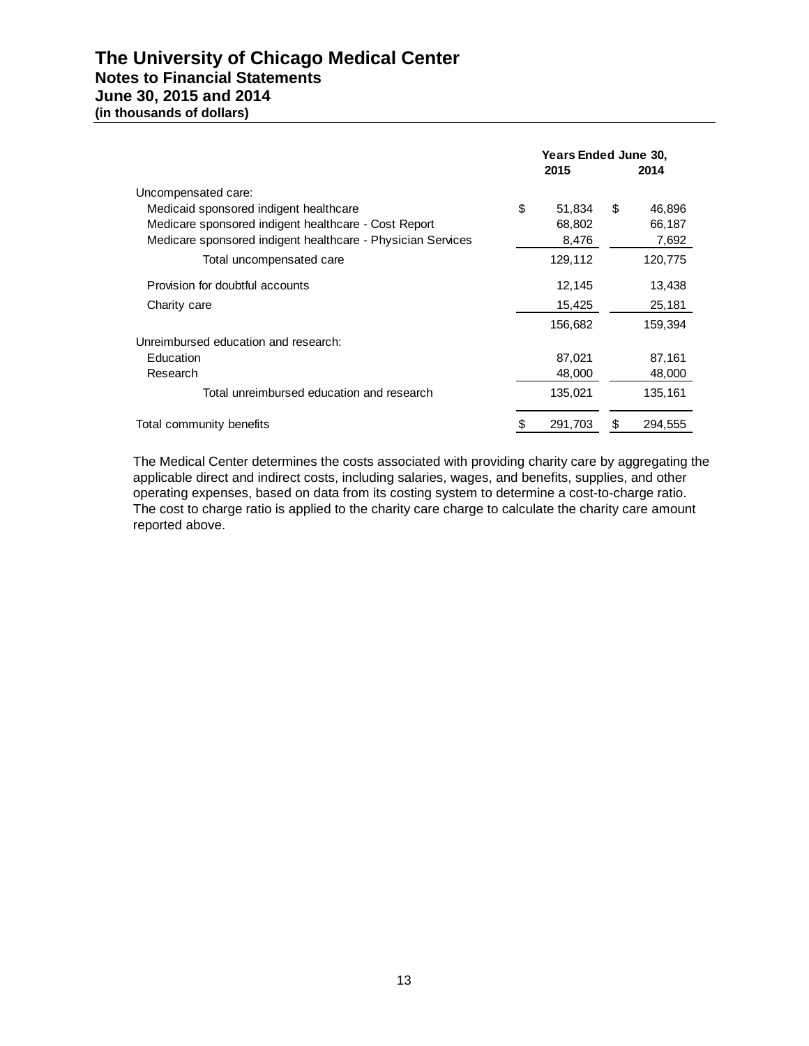# The University of Chicago Medical Center
## Notes to Financial Statements
## June 30, 2015 and 2014
**(in thousands of dollars)**

| | Years Ended June 30, 2015 | 2014 |
|---|---|---|
| Uncompensated care: | | |
| Medicaid sponsored indigent healthcare | $ 51,834 | $ 46,896 |
| Medicare sponsored indigent healthcare - Cost Report | 68,802 | 66,187 |
| Medicare sponsored indigent healthcare - Physician Services | 8,476 | 7,692 |
| Total uncompensated care | 129,112 | 120,775 |
| Provision for doubtful accounts | 12,145 | 13,438 |
| Charity care | 15,425 | 25,181 |
| | 156,682 | 159,394 |
| Unreimbursed education and research: | | |
| Education | 87,021 | 87,161 |
| Research | 48,000 | 48,000 |
| Total unreimbursed education and research | 135,021 | 135,161 |
| Total community benefits | $ 291,703 | $ 294,555 |

The Medical Center determines the costs associated with providing charity care by aggregating the applicable direct and indirect costs, including salaries, wages, and benefits, supplies, and other operating expenses, based on data from its costing system to determine a cost-to-charge ratio. The cost to charge ratio is applied to the charity care charge to calculate the charity care amount reported above.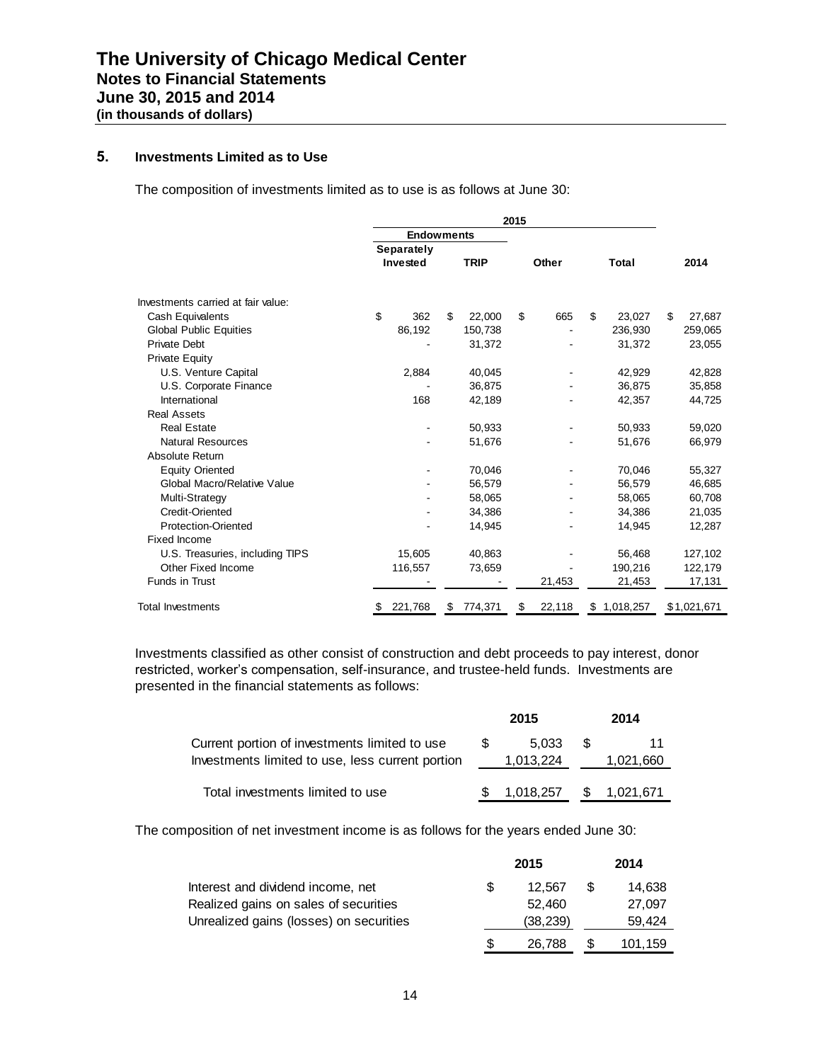## 5. Investments Limited as to Use

The composition of investments limited as to use is as follows at June 30:

| | 2015 | | | | |
|---|---|---|---|---|---|
| | Endowments | | | | |
| | Separately Invested | TRIP | Other | Total | 2014 |
| Investments carried at fair value: | | | | | |
| Cash Equivalents | $ 362 | $ 22,000 | $ 665 | $ 23,027 | $ 27,687 |
| Global Public Equities | 86,192 | 150,738 | - | 236,930 | 259,065 |
| Private Debt | - | 31,372 | - | 31,372 | 23,055 |
| Private Equity | | | | | |
| U.S. Venture Capital | 2,884 | 40,045 | - | 42,929 | 42,828 |
| U.S. Corporate Finance | - | 36,875 | - | 36,875 | 35,858 |
| International | 168 | 42,189 | - | 42,357 | 44,725 |
| Real Assets | | | | | |
| Real Estate | - | 50,933 | - | 50,933 | 59,020 |
| Natural Resources | - | 51,676 | - | 51,676 | 66,979 |
| Absolute Return | | | | | |
| Equity Oriented | - | 70,046 | - | 70,046 | 55,327 |
| Global Macro/Relative Value | - | 56,579 | - | 56,579 | 46,685 |
| Multi-Strategy | - | 58,065 | - | 58,065 | 60,708 |
| Credit-Oriented | - | 34,386 | - | 34,386 | 21,035 |
| Protection-Oriented | - | 14,945 | - | 14,945 | 12,287 |
| Fixed Income | | | | | |
| U.S. Treasuries, including TIPS | 15,605 | 40,863 | - | 56,468 | 127,102 |
| Other Fixed Income | 116,557 | 73,659 | - | 190,216 | 122,179 |
| Funds in Trust | - | - | 21,453 | 21,453 | 17,131 |
| Total Investments | $ 221,768 | $ 774,371 | $ 22,118 | $ 1,018,257 | $ 1,021,671 |

Investments classified as other consist of construction and debt proceeds to pay interest, donor restricted, worker's compensation, self-insurance, and trustee-held funds. Investments are presented in the financial statements as follows:

| | 2015 | 2014 |
|---|---|---|
| Current portion of investments limited to use | $ 5,033 | $ 11 |
| Investments limited to use, less current portion | 1,013,224 | 1,021,660 |
| Total investments limited to use | $ 1,018,257 | $ 1,021,671 |

The composition of net investment income is as follows for the years ended June 30:

| | 2015 | 2014 |
|---|---|---|
| Interest and dividend income, net | $ 12,567 | $ 14,638 |
| Realized gains on sales of securities | 52,460 | 27,097 |
| Unrealized gains (losses) on securities | (38,239) | 59,424 |
| | $ 26,788 | $ 101,159 |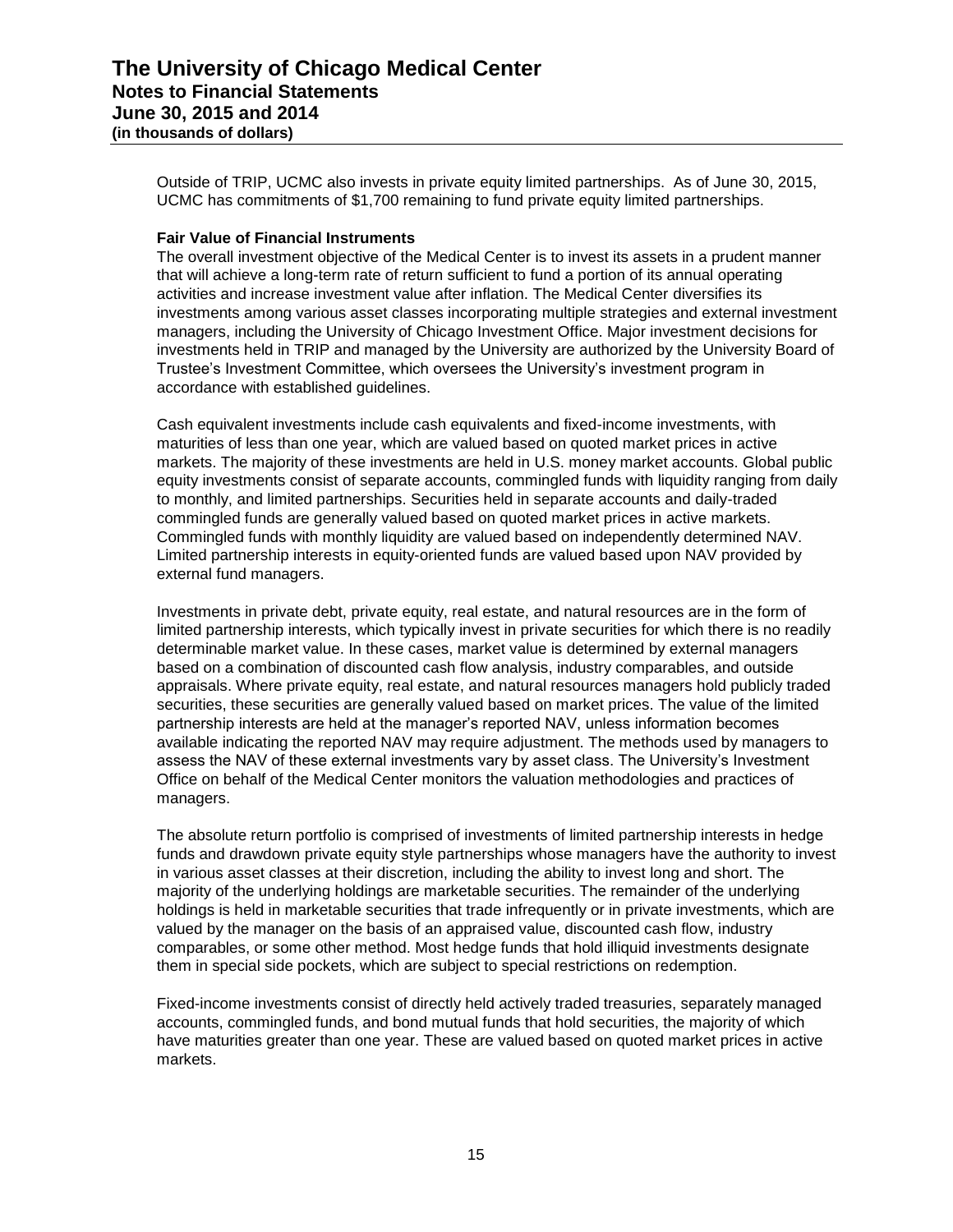Outside of TRIP, UCMC also invests in private equity limited partnerships. As of June 30, 2015, UCMC has commitments of $1,700 remaining to fund private equity limited partnerships.

**Fair Value of Financial Instruments**

The overall investment objective of the Medical Center is to invest its assets in a prudent manner that will achieve a long-term rate of return sufficient to fund a portion of its annual operating activities and increase investment value after inflation. The Medical Center diversifies its investments among various asset classes incorporating multiple strategies and external investment managers, including the University of Chicago Investment Office. Major investment decisions for investments held in TRIP and managed by the University are authorized by the University Board of Trustee's Investment Committee, which oversees the University's investment program in accordance with established guidelines.

Cash equivalent investments include cash equivalents and fixed-income investments, with maturities of less than one year, which are valued based on quoted market prices in active markets. The majority of these investments are held in U.S. money market accounts. Global public equity investments consist of separate accounts, commingled funds with liquidity ranging from daily to monthly, and limited partnerships. Securities held in separate accounts and daily-traded commingled funds are generally valued based on quoted market prices in active markets. Commingled funds with monthly liquidity are valued based on independently determined NAV. Limited partnership interests in equity-oriented funds are valued based upon NAV provided by external fund managers.

Investments in private debt, private equity, real estate, and natural resources are in the form of limited partnership interests, which typically invest in private securities for which there is no readily determinable market value. In these cases, market value is determined by external managers based on a combination of discounted cash flow analysis, industry comparables, and outside appraisals. Where private equity, real estate, and natural resources managers hold publicly traded securities, these securities are generally valued based on market prices. The value of the limited partnership interests are held at the manager's reported NAV, unless information becomes available indicating the reported NAV may require adjustment. The methods used by managers to assess the NAV of these external investments vary by asset class. The University's Investment Office on behalf of the Medical Center monitors the valuation methodologies and practices of managers.

The absolute return portfolio is comprised of investments of limited partnership interests in hedge funds and drawdown private equity style partnerships whose managers have the authority to invest in various asset classes at their discretion, including the ability to invest long and short. The majority of the underlying holdings are marketable securities. The remainder of the underlying holdings is held in marketable securities that trade infrequently or in private investments, which are valued by the manager on the basis of an appraised value, discounted cash flow, industry comparables, or some other method. Most hedge funds that hold illiquid investments designate them in special side pockets, which are subject to special restrictions on redemption.

Fixed-income investments consist of directly held actively traded treasuries, separately managed accounts, commingled funds, and bond mutual funds that hold securities, the majority of which have maturities greater than one year. These are valued based on quoted market prices in active markets.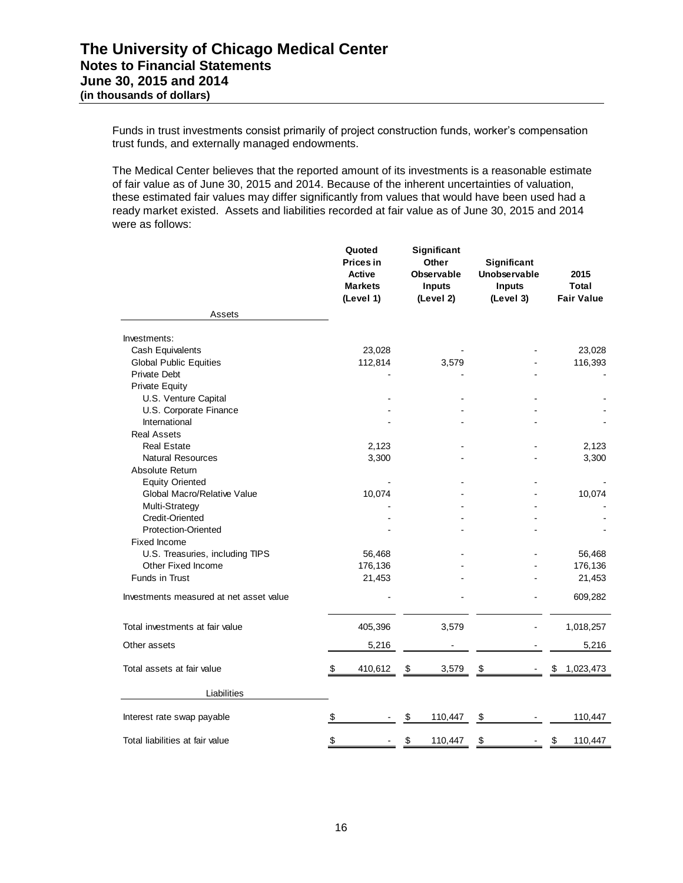Funds in trust investments consist primarily of project construction funds, worker's compensation trust funds, and externally managed endowments.

The Medical Center believes that the reported amount of its investments is a reasonable estimate of fair value as of June 30, 2015 and 2014. Because of the inherent uncertainties of valuation, these estimated fair values may differ significantly from values that would have been used had a ready market existed. Assets and liabilities recorded at fair value as of June 30, 2015 and 2014 were as follows:

| | Quoted Prices in Active Markets (Level 1) | Significant Other Observable Inputs (Level 2) | Significant Unobservable Inputs (Level 3) | 2015 Total Fair Value |
|---|---|---|---|---|
| **Assets** | | | | |
| Investments: | | | | |
| Cash Equivalents | 23,028 | - | - | 23,028 |
| Global Public Equities | 112,814 | 3,579 | - | 116,393 |
| Private Debt | - | - | - | - |
| Private Equity | | | | |
| U.S. Venture Capital | - | - | - | - |
| U.S. Corporate Finance | - | - | - | - |
| International | - | - | - | - |
| Real Assets | | | | |
| Real Estate | 2,123 | - | - | 2,123 |
| Natural Resources | 3,300 | - | - | 3,300 |
| Absolute Return | | | | |
| Equity Oriented | - | - | - | - |
| Global Macro/Relative Value | 10,074 | - | - | 10,074 |
| Multi-Strategy | - | - | - | - |
| Credit-Oriented | - | - | - | - |
| Protection-Oriented | - | - | - | - |
| Fixed Income | | | | |
| U.S. Treasuries, including TIPS | 56,468 | - | - | 56,468 |
| Other Fixed Income | 176,136 | - | - | 176,136 |
| Funds in Trust | 21,453 | - | - | 21,453 |
| Investments measured at net asset value | - | - | - | 609,282 |
| Total investments at fair value | 405,396 | 3,579 | - | 1,018,257 |
| Other assets | 5,216 | - | - | 5,216 |
| Total assets at fair value | $ 410,612 | $ 3,579 | $ - | $ 1,023,473 |
| **Liabilities** | | | | |
| Interest rate swap payable | $ - | $ 110,447 | $ - | 110,447 |
| Total liabilities at fair value | $ - | $ 110,447 | $ - | $ 110,447 |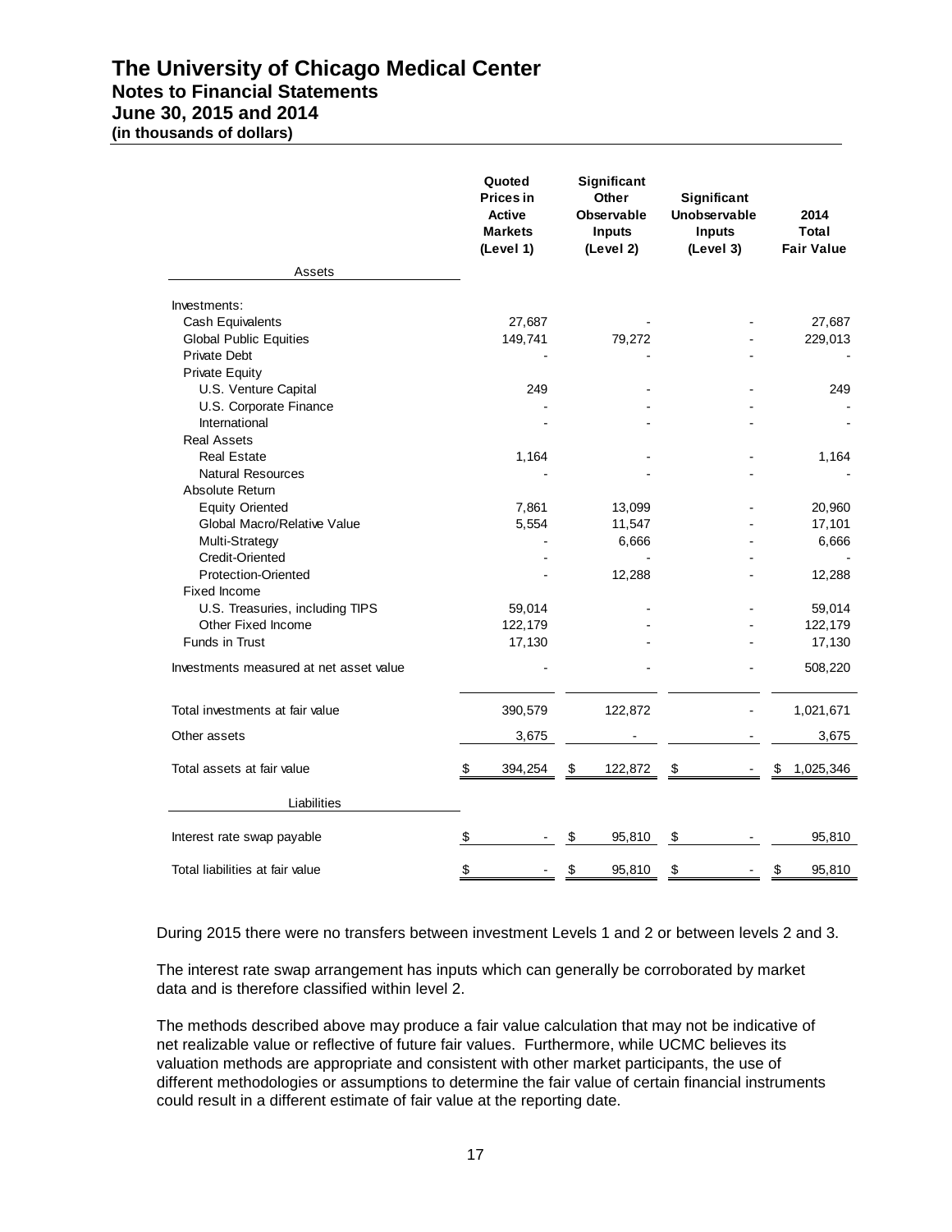# The University of Chicago Medical Center
## Notes to Financial Statements
## June 30, 2015 and 2014
**(in thousands of dollars)**

| Assets | Quoted Prices in Active Markets (Level 1) | Significant Other Observable Inputs (Level 2) | Significant Unobservable Inputs (Level 3) | 2014 Total Fair Value |
|---|---|---|---|---|
| Investments: | | | | |
| Cash Equivalents | 27,687 | - | - | 27,687 |
| Global Public Equities | 149,741 | 79,272 | - | 229,013 |
| Private Debt | - | - | - | - |
| Private Equity | | | | |
| U.S. Venture Capital | 249 | - | - | 249 |
| U.S. Corporate Finance | - | - | - | - |
| International | - | - | - | - |
| Real Assets | | | | |
| Real Estate | 1,164 | - | - | 1,164 |
| Natural Resources | - | - | - | - |
| Absolute Return | | | | |
| Equity Oriented | 7,861 | 13,099 | - | 20,960 |
| Global Macro/Relative Value | 5,554 | 11,547 | - | 17,101 |
| Multi-Strategy | - | 6,666 | - | 6,666 |
| Credit-Oriented | - | - | - | - |
| Protection-Oriented | - | 12,288 | - | 12,288 |
| Fixed Income | | | | |
| U.S. Treasuries, including TIPS | 59,014 | - | - | 59,014 |
| Other Fixed Income | 122,179 | - | - | 122,179 |
| Funds in Trust | 17,130 | - | - | 17,130 |
| Investments measured at net asset value | - | - | - | 508,220 |
| Total investments at fair value | 390,579 | 122,872 | - | 1,021,671 |
| Other assets | 3,675 | - | - | 3,675 |
| Total assets at fair value | $ 394,254 | $ 122,872 | $ - | $ 1,025,346 |
| **Liabilities** | | | | |
| Interest rate swap payable | $ - | $ 95,810 | $ - | 95,810 |
| Total liabilities at fair value | $ - | $ 95,810 | $ - | $ 95,810 |

During 2015 there were no transfers between investment Levels 1 and 2 or between levels 2 and 3.

The interest rate swap arrangement has inputs which can generally be corroborated by market data and is therefore classified within level 2.

The methods described above may produce a fair value calculation that may not be indicative of net realizable value or reflective of future fair values. Furthermore, while UCMC believes its valuation methods are appropriate and consistent with other market participants, the use of different methodologies or assumptions to determine the fair value of certain financial instruments could result in a different estimate of fair value at the reporting date.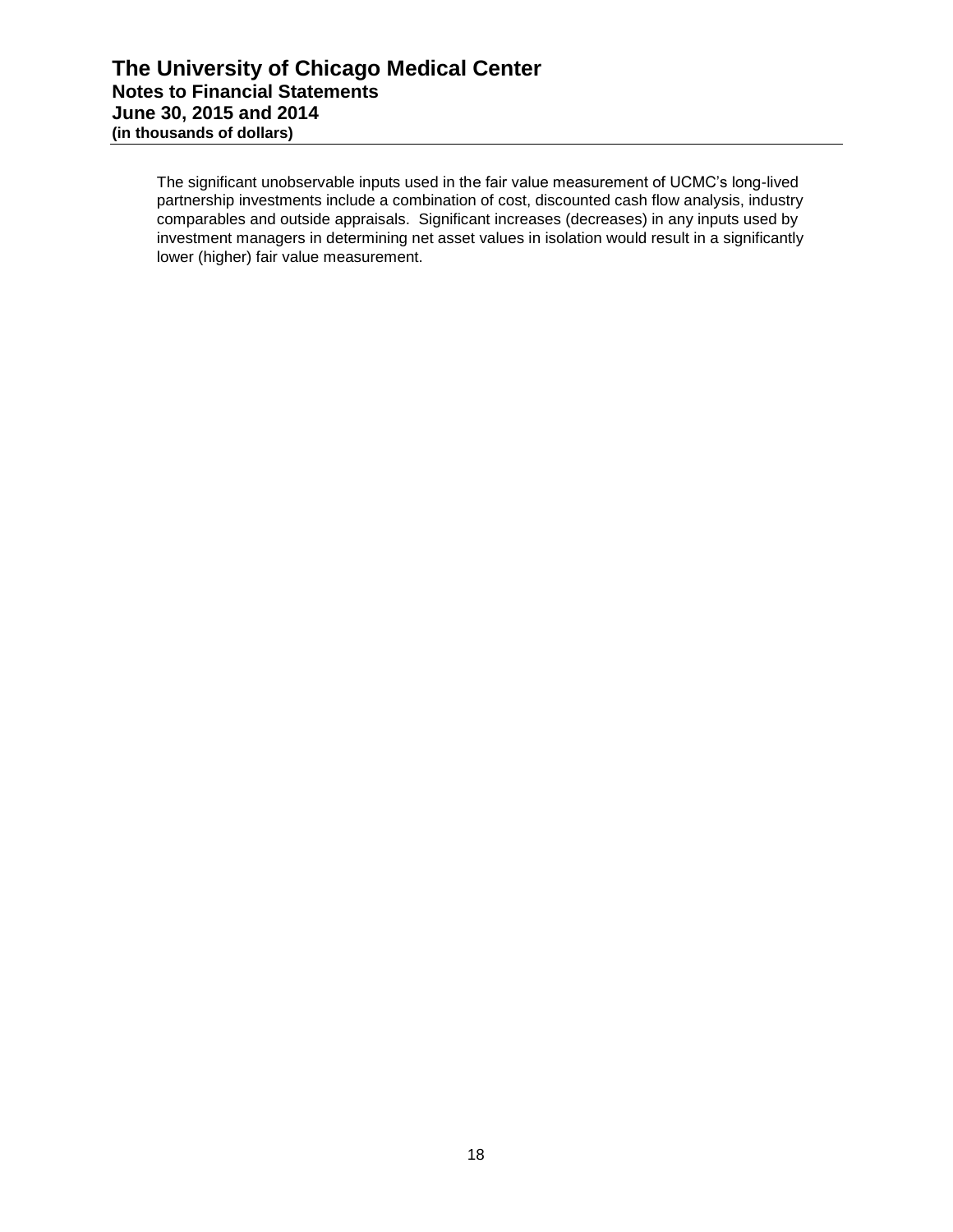The significant unobservable inputs used in the fair value measurement of UCMC's long-lived partnership investments include a combination of cost, discounted cash flow analysis, industry comparables and outside appraisals. Significant increases (decreases) in any inputs used by investment managers in determining net asset values in isolation would result in a significantly lower (higher) fair value measurement.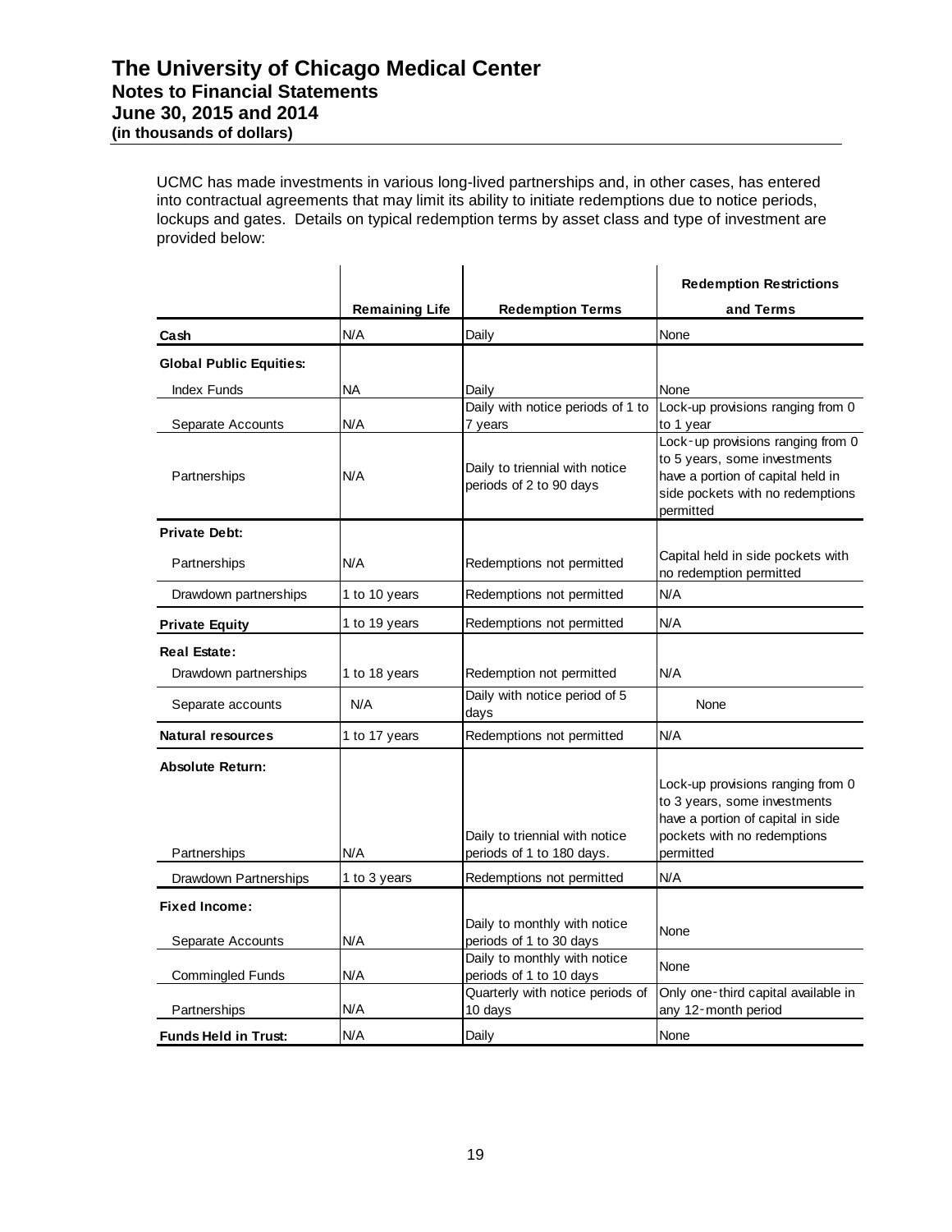# The University of Chicago Medical Center
## Notes to Financial Statements
## June 30, 2015 and 2014
**(in thousands of dollars)**

UCMC has made investments in various long-lived partnerships and, in other cases, has entered into contractual agreements that may limit its ability to initiate redemptions due to notice periods, lockups and gates. Details on typical redemption terms by asset class and type of investment are provided below:

| | Remaining Life | Redemption Terms | Redemption Restrictions and Terms |
|---|---|---|---|
| **Cash** | N/A | Daily | None |
| **Global Public Equities:** | | | |
| Index Funds | NA | Daily | None |
| Separate Accounts | N/A | Daily with notice periods of 1 to 7 years | Lock-up provisions ranging from 0 to 1 year |
| Partnerships | N/A | Daily to triennial with notice periods of 2 to 90 days | Lock-up provisions ranging from 0 to 5 years, some investments have a portion of capital held in side pockets with no redemptions permitted |
| **Private Debt:** | | | |
| Partnerships | N/A | Redemptions not permitted | Capital held in side pockets with no redemption permitted |
| Drawdown partnerships | 1 to 10 years | Redemptions not permitted | N/A |
| **Private Equity** | 1 to 19 years | Redemptions not permitted | N/A |
| **Real Estate:** | | | |
| Drawdown partnerships | 1 to 18 years | Redemption not permitted | N/A |
| Separate accounts | N/A | Daily with notice period of 5 days | None |
| **Natural resources** | 1 to 17 years | Redemptions not permitted | N/A |
| **Absolute Return:** | | | |
| Partnerships | N/A | Daily to triennial with notice periods of 1 to 180 days. | Lock-up provisions ranging from 0 to 3 years, some investments have a portion of capital in side pockets with no redemptions permitted |
| Drawdown Partnerships | 1 to 3 years | Redemptions not permitted | N/A |
| **Fixed Income:** | | | |
| Separate Accounts | N/A | Daily to monthly with notice periods of 1 to 30 days | None |
| Commingled Funds | N/A | Daily to monthly with notice periods of 1 to 10 days | None |
| Partnerships | N/A | Quarterly with notice periods of 10 days | Only one-third capital available in any 12-month period |
| **Funds Held in Trust:** | N/A | Daily | None |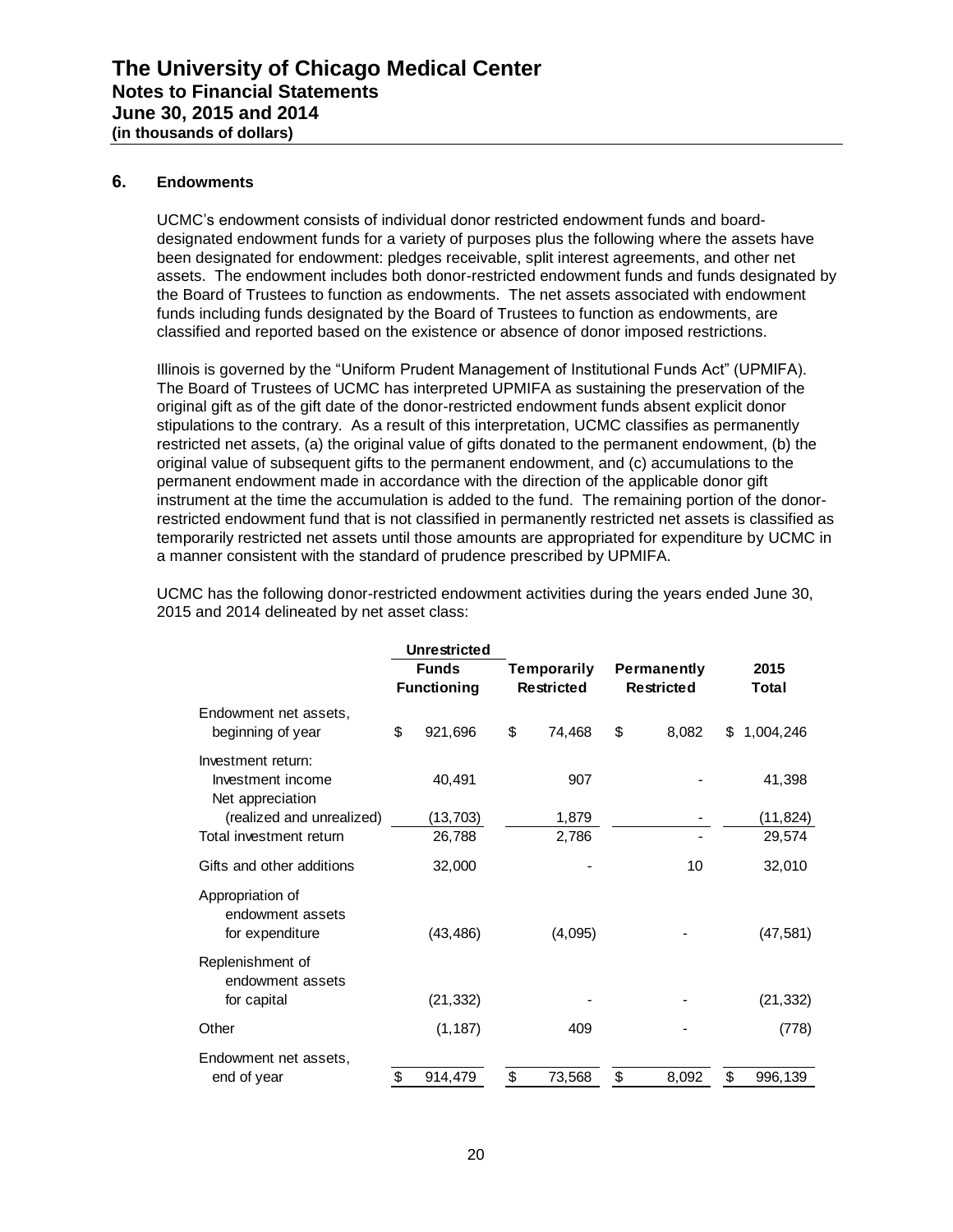## 6. Endowments

UCMC's endowment consists of individual donor restricted endowment funds and board-designated endowment funds for a variety of purposes plus the following where the assets have been designated for endowment: pledges receivable, split interest agreements, and other net assets. The endowment includes both donor-restricted endowment funds and funds designated by the Board of Trustees to function as endowments. The net assets associated with endowment funds including funds designated by the Board of Trustees to function as endowments, are classified and reported based on the existence or absence of donor imposed restrictions.

Illinois is governed by the "Uniform Prudent Management of Institutional Funds Act" (UPMIFA). The Board of Trustees of UCMC has interpreted UPMIFA as sustaining the preservation of the original gift as of the gift date of the donor-restricted endowment funds absent explicit donor stipulations to the contrary. As a result of this interpretation, UCMC classifies as permanently restricted net assets, (a) the original value of gifts donated to the permanent endowment, (b) the original value of subsequent gifts to the permanent endowment, and (c) accumulations to the permanent endowment made in accordance with the direction of the applicable donor gift instrument at the time the accumulation is added to the fund. The remaining portion of the donor-restricted endowment fund that is not classified in permanently restricted net assets is classified as temporarily restricted net assets until those amounts are appropriated for expenditure by UCMC in a manner consistent with the standard of prudence prescribed by UPMIFA.

UCMC has the following donor-restricted endowment activities during the years ended June 30, 2015 and 2014 delineated by net asset class:

| | Unrestricted Funds Functioning | Temporarily Restricted | Permanently Restricted | 2015 Total |
|---|---|---|---|---|
| Endowment net assets, beginning of year | $ 921,696 | $ 74,468 | $ 8,082 | $ 1,004,246 |
| Investment return: | | | | |
| Investment income | 40,491 | 907 | - | 41,398 |
| Net appreciation (realized and unrealized) | (13,703) | 1,879 | - | (11,824) |
| Total investment return | 26,788 | 2,786 | - | 29,574 |
| Gifts and other additions | 32,000 | - | 10 | 32,010 |
| Appropriation of endowment assets for expenditure | (43,486) | (4,095) | - | (47,581) |
| Replenishment of endowment assets for capital | (21,332) | - | - | (21,332) |
| Other | (1,187) | 409 | - | (778) |
| Endowment net assets, end of year | $ 914,479 | $ 73,568 | $ 8,092 | $ 996,139 |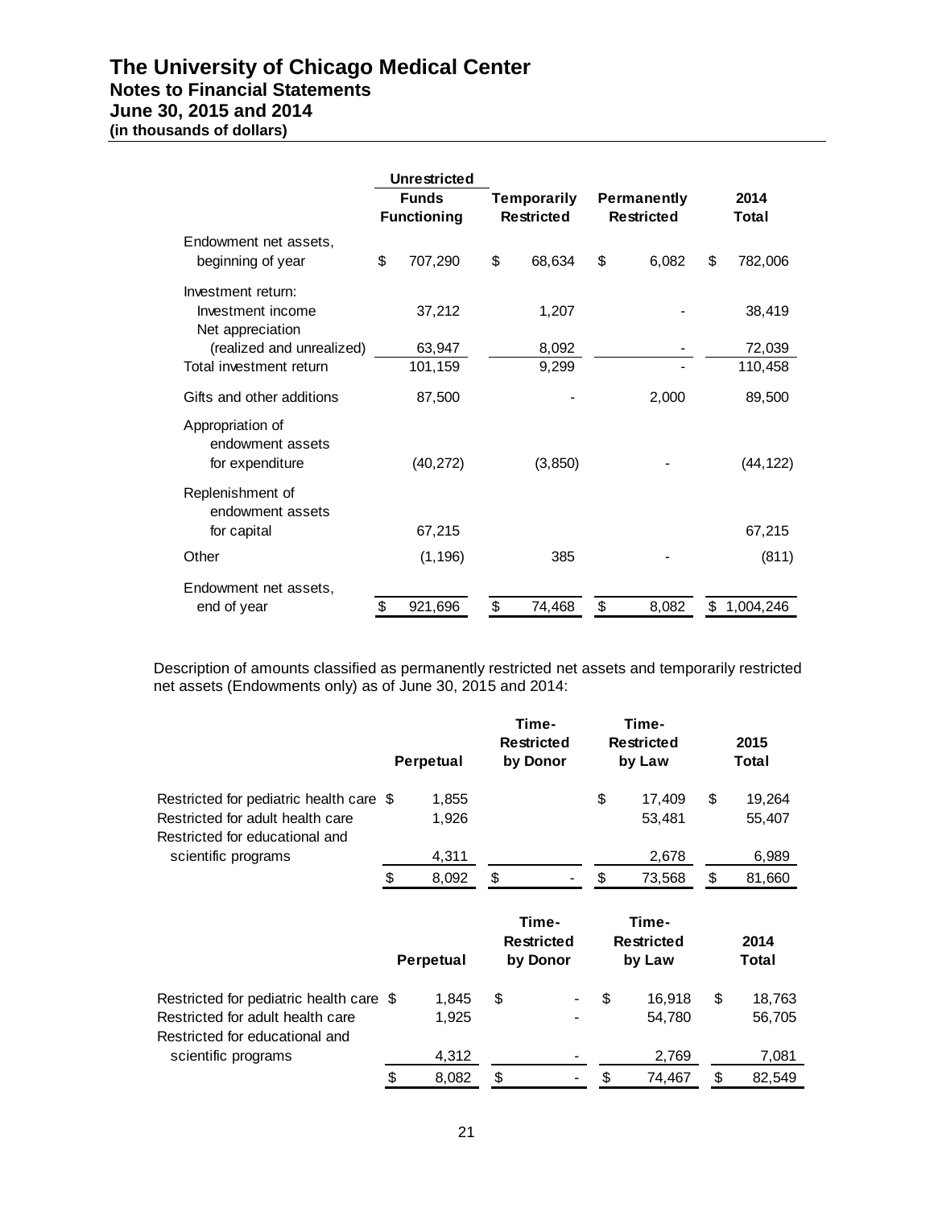# The University of Chicago Medical Center
## Notes to Financial Statements
## June 30, 2015 and 2014
**(in thousands of dollars)**

| | Unrestricted Funds Functioning | Temporarily Restricted | Permanently Restricted | 2014 Total |
|---|---|---|---|---|
| Endowment net assets, beginning of year | $ 707,290 | $ 68,634 | $ 6,082 | $ 782,006 |
| Investment return: | | | | |
| Investment income | 37,212 | 1,207 | - | 38,419 |
| Net appreciation (realized and unrealized) | 63,947 | 8,092 | - | 72,039 |
| Total investment return | 101,159 | 9,299 | - | 110,458 |
| Gifts and other additions | 87,500 | - | 2,000 | 89,500 |
| Appropriation of endowment assets for expenditure | (40,272) | (3,850) | - | (44,122) |
| Replenishment of endowment assets for capital | 67,215 | | | 67,215 |
| Other | (1,196) | 385 | - | (811) |
| Endowment net assets, end of year | $ 921,696 | $ 74,468 | $ 8,082 | $ 1,004,246 |

Description of amounts classified as permanently restricted net assets and temporarily restricted net assets (Endowments only) as of June 30, 2015 and 2014:

| | Perpetual | Time-Restricted by Donor | Time-Restricted by Law | 2015 Total |
|---|---|---|---|---|
| Restricted for pediatric health care | $ 1,855 | | $ 17,409 | $ 19,264 |
| Restricted for adult health care | 1,926 | | 53,481 | 55,407 |
| Restricted for educational and scientific programs | 4,311 | | 2,678 | 6,989 |
| | $ 8,092 | $ - | $ 73,568 | $ 81,660 |

| | Perpetual | Time-Restricted by Donor | Time-Restricted by Law | 2014 Total |
|---|---|---|---|---|
| Restricted for pediatric health care | $ 1,845 | $ - | $ 16,918 | $ 18,763 |
| Restricted for adult health care | 1,925 | - | 54,780 | 56,705 |
| Restricted for educational and scientific programs | 4,312 | - | 2,769 | 7,081 |
| | $ 8,082 | $ - | $ 74,467 | $ 82,549 |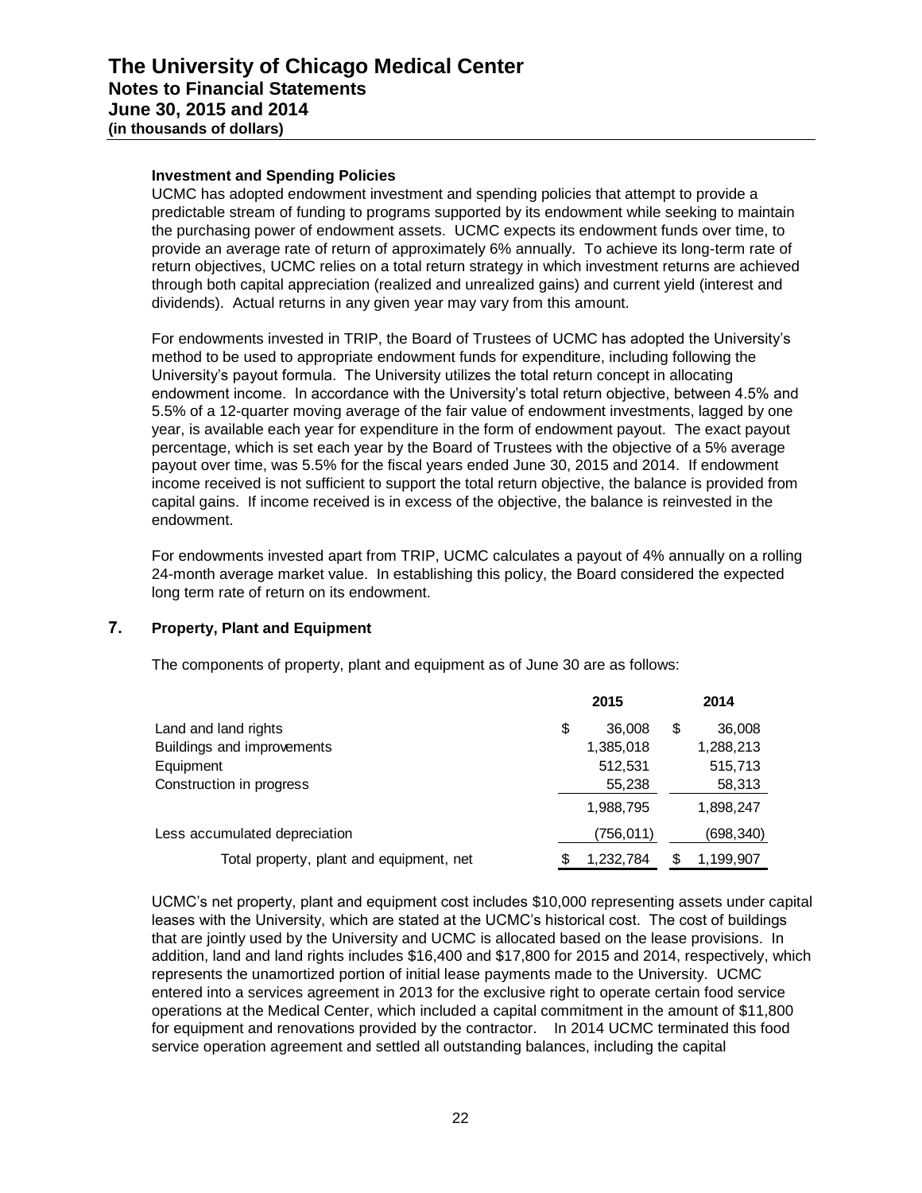### Investment and Spending Policies

UCMC has adopted endowment investment and spending policies that attempt to provide a predictable stream of funding to programs supported by its endowment while seeking to maintain the purchasing power of endowment assets. UCMC expects its endowment funds over time, to provide an average rate of return of approximately 6% annually. To achieve its long-term rate of return objectives, UCMC relies on a total return strategy in which investment returns are achieved through both capital appreciation (realized and unrealized gains) and current yield (interest and dividends). Actual returns in any given year may vary from this amount.

For endowments invested in TRIP, the Board of Trustees of UCMC has adopted the University's method to be used to appropriate endowment funds for expenditure, including following the University's payout formula. The University utilizes the total return concept in allocating endowment income. In accordance with the University's total return objective, between 4.5% and 5.5% of a 12-quarter moving average of the fair value of endowment investments, lagged by one year, is available each year for expenditure in the form of endowment payout. The exact payout percentage, which is set each year by the Board of Trustees with the objective of a 5% average payout over time, was 5.5% for the fiscal years ended June 30, 2015 and 2014. If endowment income received is not sufficient to support the total return objective, the balance is provided from capital gains. If income received is in excess of the objective, the balance is reinvested in the endowment.

For endowments invested apart from TRIP, UCMC calculates a payout of 4% annually on a rolling 24-month average market value. In establishing this policy, the Board considered the expected long term rate of return on its endowment.

## 7. Property, Plant and Equipment

The components of property, plant and equipment as of June 30 are as follows:

| | 2015 | 2014 |
|---|---|---|
| Land and land rights | $ 36,008 | $ 36,008 |
| Buildings and improvements | 1,385,018 | 1,288,213 |
| Equipment | 512,531 | 515,713 |
| Construction in progress | 55,238 | 58,313 |
| | 1,988,795 | 1,898,247 |
| Less accumulated depreciation | (756,011) | (698,340) |
| Total property, plant and equipment, net | $ 1,232,784 | $ 1,199,907 |

UCMC's net property, plant and equipment cost includes $10,000 representing assets under capital leases with the University, which are stated at the UCMC's historical cost. The cost of buildings that are jointly used by the University and UCMC is allocated based on the lease provisions. In addition, land and land rights includes $16,400 and $17,800 for 2015 and 2014, respectively, which represents the unamortized portion of initial lease payments made to the University. UCMC entered into a services agreement in 2013 for the exclusive right to operate certain food service operations at the Medical Center, which included a capital commitment in the amount of $11,800 for equipment and renovations provided by the contractor. In 2014 UCMC terminated this food service operation agreement and settled all outstanding balances, including the capital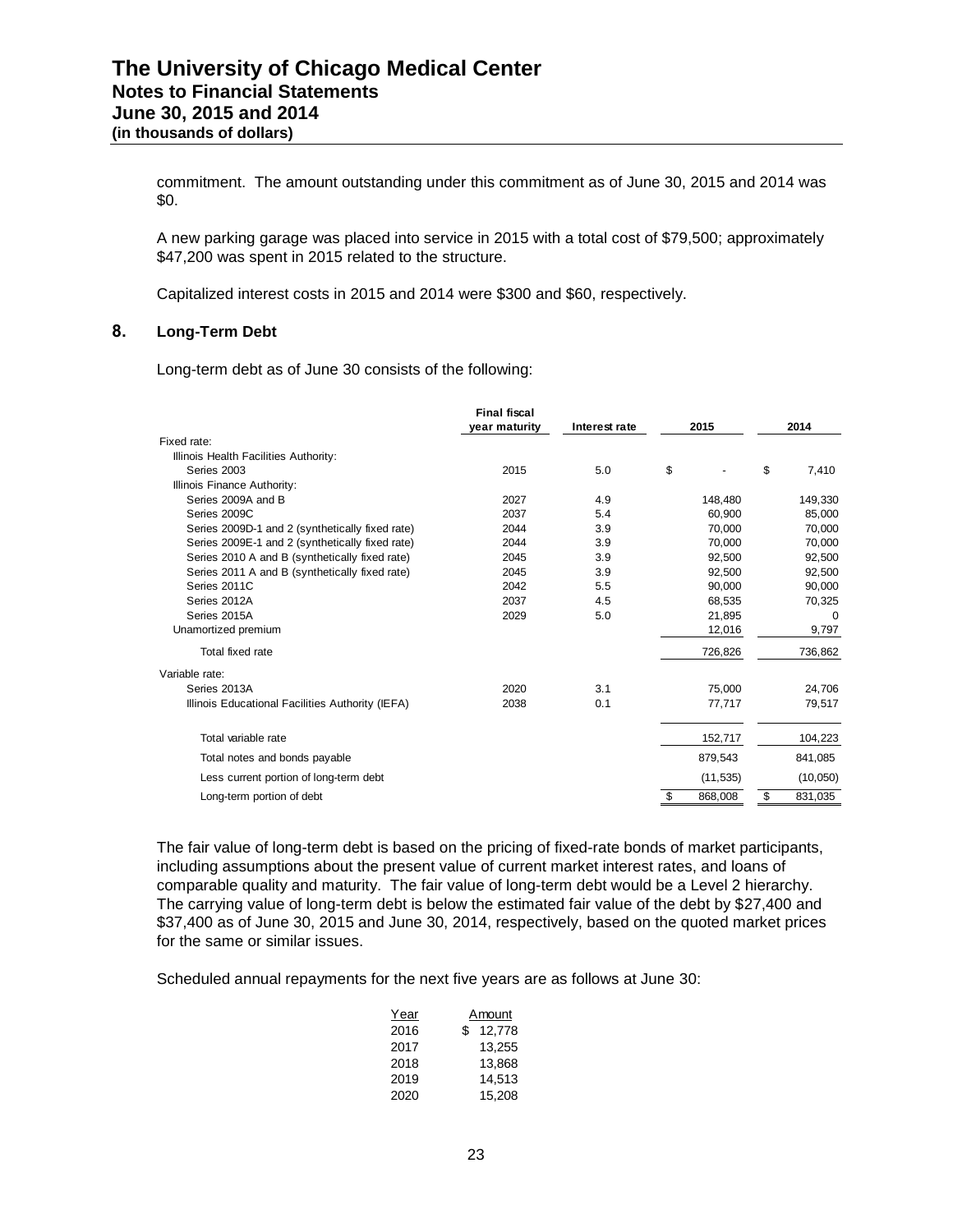commitment. The amount outstanding under this commitment as of June 30, 2015 and 2014 was $0.

A new parking garage was placed into service in 2015 with a total cost of $79,500; approximately $47,200 was spent in 2015 related to the structure.

Capitalized interest costs in 2015 and 2014 were $300 and $60, respectively.

## 8. Long-Term Debt

Long-term debt as of June 30 consists of the following:

| | Final fiscal year maturity | Interest rate | 2015 | 2014 |
|---|---|---|---|---|
| Fixed rate: | | | | |
| Illinois Health Facilities Authority: | | | | |
| Series 2003 | 2015 | 5.0 | $ - | $ 7,410 |
| Illinois Finance Authority: | | | | |
| Series 2009A and B | 2027 | 4.9 | 148,480 | 149,330 |
| Series 2009C | 2037 | 5.4 | 60,900 | 85,000 |
| Series 2009D-1 and 2 (synthetically fixed rate) | 2044 | 3.9 | 70,000 | 70,000 |
| Series 2009E-1 and 2 (synthetically fixed rate) | 2044 | 3.9 | 70,000 | 70,000 |
| Series 2010 A and B (synthetically fixed rate) | 2045 | 3.9 | 92,500 | 92,500 |
| Series 2011 A and B (synthetically fixed rate) | 2045 | 3.9 | 92,500 | 92,500 |
| Series 2011C | 2042 | 5.5 | 90,000 | 90,000 |
| Series 2012A | 2037 | 4.5 | 68,535 | 70,325 |
| Series 2015A | 2029 | 5.0 | 21,895 | 0 |
| Unamortized premium | | | 12,016 | 9,797 |
| Total fixed rate | | | 726,826 | 736,862 |
| Variable rate: | | | | |
| Series 2013A | 2020 | 3.1 | 75,000 | 24,706 |
| Illinois Educational Facilities Authority (IEFA) | 2038 | 0.1 | 77,717 | 79,517 |
| Total variable rate | | | 152,717 | 104,223 |
| Total notes and bonds payable | | | 879,543 | 841,085 |
| Less current portion of long-term debt | | | (11,535) | (10,050) |
| Long-term portion of debt | | | $ 868,008 | $ 831,035 |

The fair value of long-term debt is based on the pricing of fixed-rate bonds of market participants, including assumptions about the present value of current market interest rates, and loans of comparable quality and maturity. The fair value of long-term debt would be a Level 2 hierarchy. The carrying value of long-term debt is below the estimated fair value of the debt by $27,400 and $37,400 as of June 30, 2015 and June 30, 2014, respectively, based on the quoted market prices for the same or similar issues.

Scheduled annual repayments for the next five years are as follows at June 30:

| Year | Amount |
|---|---|
| 2016 | $ 12,778 |
| 2017 | 13,255 |
| 2018 | 13,868 |
| 2019 | 14,513 |
| 2020 | 15,208 |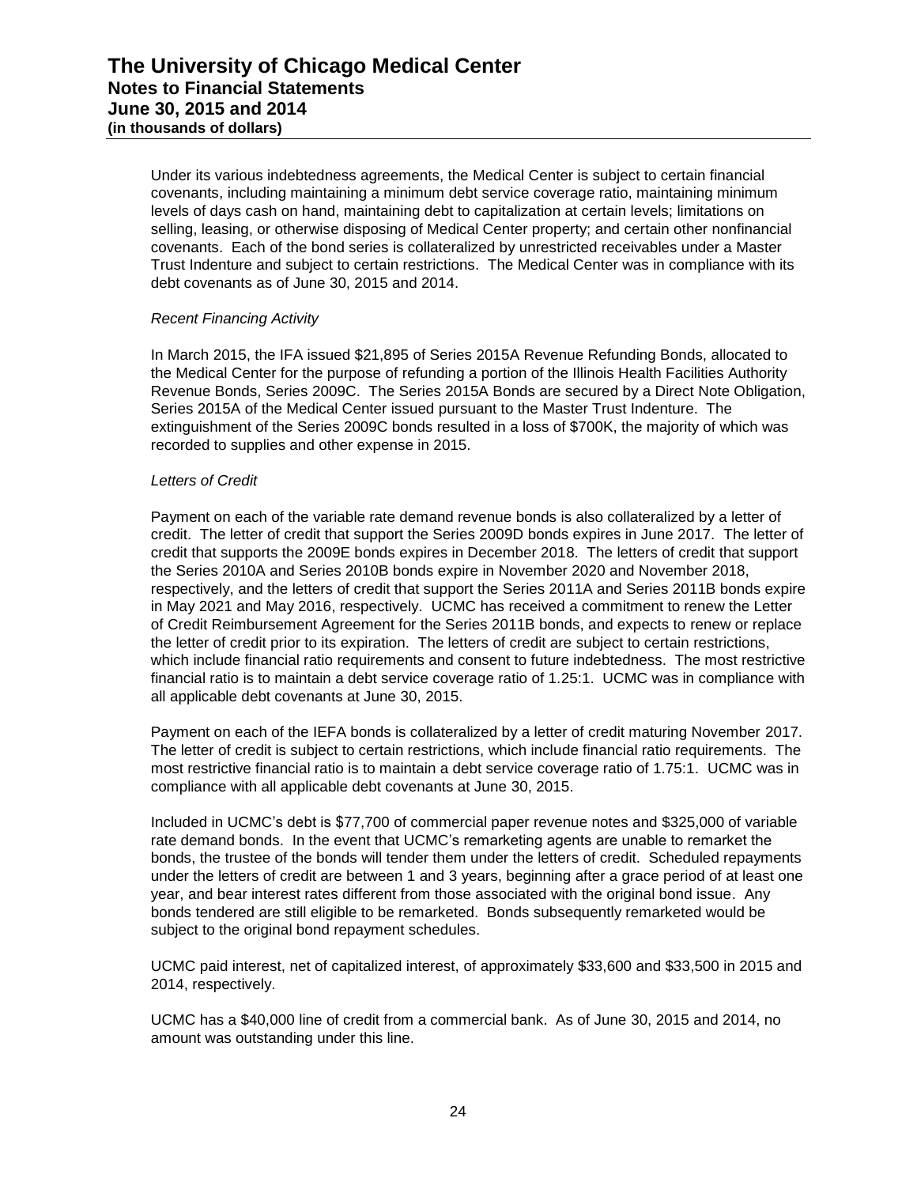Under its various indebtedness agreements, the Medical Center is subject to certain financial covenants, including maintaining a minimum debt service coverage ratio, maintaining minimum levels of days cash on hand, maintaining debt to capitalization at certain levels; limitations on selling, leasing, or otherwise disposing of Medical Center property; and certain other nonfinancial covenants. Each of the bond series is collateralized by unrestricted receivables under a Master Trust Indenture and subject to certain restrictions. The Medical Center was in compliance with its debt covenants as of June 30, 2015 and 2014.

*Recent Financing Activity*

In March 2015, the IFA issued $21,895 of Series 2015A Revenue Refunding Bonds, allocated to the Medical Center for the purpose of refunding a portion of the Illinois Health Facilities Authority Revenue Bonds, Series 2009C. The Series 2015A Bonds are secured by a Direct Note Obligation, Series 2015A of the Medical Center issued pursuant to the Master Trust Indenture. The extinguishment of the Series 2009C bonds resulted in a loss of $700K, the majority of which was recorded to supplies and other expense in 2015.

*Letters of Credit*

Payment on each of the variable rate demand revenue bonds is also collateralized by a letter of credit. The letter of credit that support the Series 2009D bonds expires in June 2017. The letter of credit that supports the 2009E bonds expires in December 2018. The letters of credit that support the Series 2010A and Series 2010B bonds expire in November 2020 and November 2018, respectively, and the letters of credit that support the Series 2011A and Series 2011B bonds expire in May 2021 and May 2016, respectively. UCMC has received a commitment to renew the Letter of Credit Reimbursement Agreement for the Series 2011B bonds, and expects to renew or replace the letter of credit prior to its expiration. The letters of credit are subject to certain restrictions, which include financial ratio requirements and consent to future indebtedness. The most restrictive financial ratio is to maintain a debt service coverage ratio of 1.25:1. UCMC was in compliance with all applicable debt covenants at June 30, 2015.

Payment on each of the IEFA bonds is collateralized by a letter of credit maturing November 2017. The letter of credit is subject to certain restrictions, which include financial ratio requirements. The most restrictive financial ratio is to maintain a debt service coverage ratio of 1.75:1. UCMC was in compliance with all applicable debt covenants at June 30, 2015.

Included in UCMC's debt is $77,700 of commercial paper revenue notes and $325,000 of variable rate demand bonds. In the event that UCMC's remarketing agents are unable to remarket the bonds, the trustee of the bonds will tender them under the letters of credit. Scheduled repayments under the letters of credit are between 1 and 3 years, beginning after a grace period of at least one year, and bear interest rates different from those associated with the original bond issue. Any bonds tendered are still eligible to be remarketed. Bonds subsequently remarketed would be subject to the original bond repayment schedules.

UCMC paid interest, net of capitalized interest, of approximately $33,600 and $33,500 in 2015 and 2014, respectively.

UCMC has a $40,000 line of credit from a commercial bank. As of June 30, 2015 and 2014, no amount was outstanding under this line.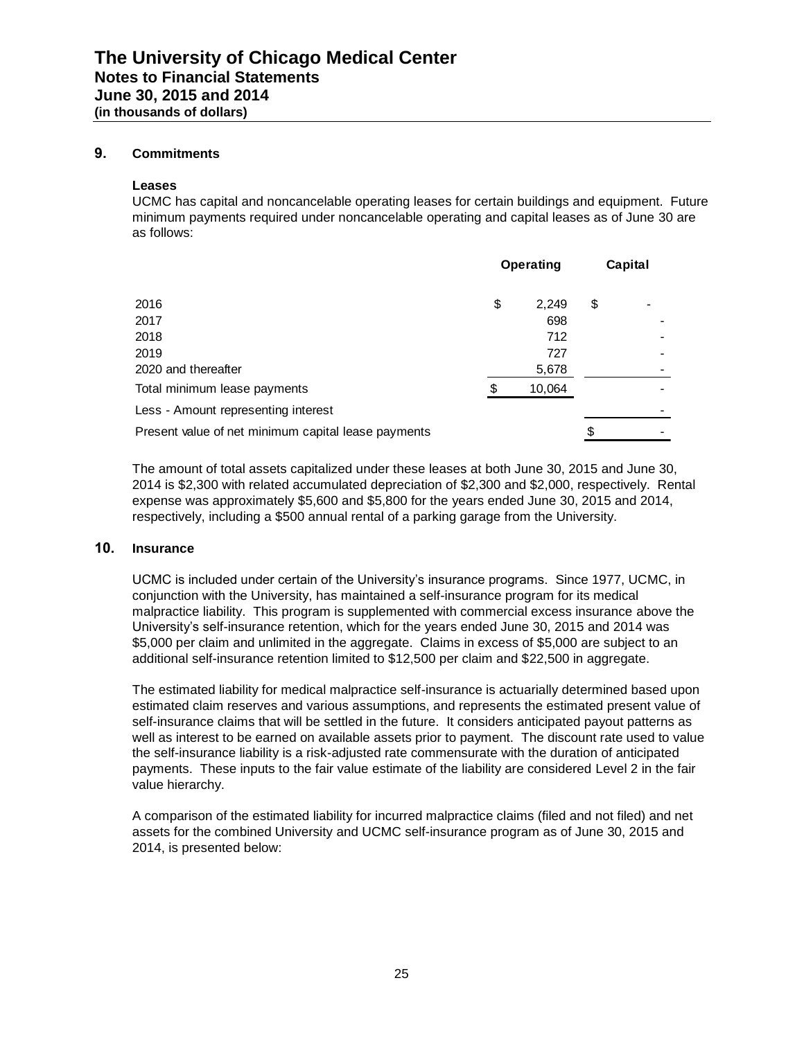## 9. Commitments

### Leases

UCMC has capital and noncancelable operating leases for certain buildings and equipment. Future minimum payments required under noncancelable operating and capital leases as of June 30 are as follows:

| | Operating | Capital |
|---|---|---|
| 2016 | $ 2,249 | $ - |
| 2017 | 698 | - |
| 2018 | 712 | - |
| 2019 | 727 | - |
| 2020 and thereafter | 5,678 | - |
| Total minimum lease payments | $ 10,064 | - |
| Less - Amount representing interest | | - |
| Present value of net minimum capital lease payments | | $ - |

The amount of total assets capitalized under these leases at both June 30, 2015 and June 30, 2014 is $2,300 with related accumulated depreciation of $2,300 and $2,000, respectively. Rental expense was approximately $5,600 and $5,800 for the years ended June 30, 2015 and 2014, respectively, including a $500 annual rental of a parking garage from the University.

## 10. Insurance

UCMC is included under certain of the University's insurance programs. Since 1977, UCMC, in conjunction with the University, has maintained a self-insurance program for its medical malpractice liability. This program is supplemented with commercial excess insurance above the University's self-insurance retention, which for the years ended June 30, 2015 and 2014 was $5,000 per claim and unlimited in the aggregate. Claims in excess of $5,000 are subject to an additional self-insurance retention limited to $12,500 per claim and $22,500 in aggregate.

The estimated liability for medical malpractice self-insurance is actuarially determined based upon estimated claim reserves and various assumptions, and represents the estimated present value of self-insurance claims that will be settled in the future. It considers anticipated payout patterns as well as interest to be earned on available assets prior to payment. The discount rate used to value the self-insurance liability is a risk-adjusted rate commensurate with the duration of anticipated payments. These inputs to the fair value estimate of the liability are considered Level 2 in the fair value hierarchy.

A comparison of the estimated liability for incurred malpractice claims (filed and not filed) and net assets for the combined University and UCMC self-insurance program as of June 30, 2015 and 2014, is presented below: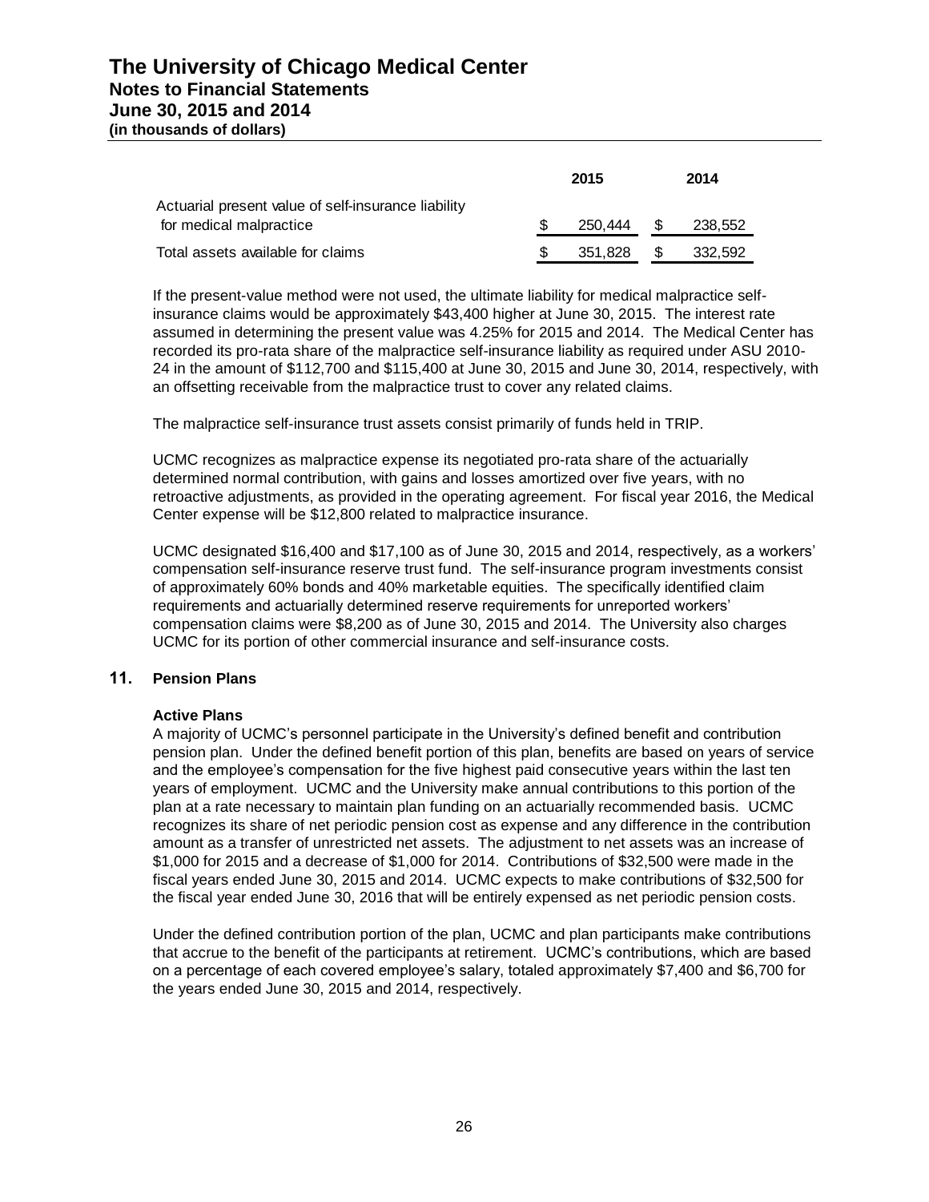| | 2015 | 2014 |
|---|---|---|
| Actuarial present value of self-insurance liability for medical malpractice | $ 250,444 | $ 238,552 |
| Total assets available for claims | $ 351,828 | $ 332,592 |

If the present-value method were not used, the ultimate liability for medical malpractice self-insurance claims would be approximately $43,400 higher at June 30, 2015. The interest rate assumed in determining the present value was 4.25% for 2015 and 2014. The Medical Center has recorded its pro-rata share of the malpractice self-insurance liability as required under ASU 2010-24 in the amount of $112,700 and $115,400 at June 30, 2015 and June 30, 2014, respectively, with an offsetting receivable from the malpractice trust to cover any related claims.

The malpractice self-insurance trust assets consist primarily of funds held in TRIP.

UCMC recognizes as malpractice expense its negotiated pro-rata share of the actuarially determined normal contribution, with gains and losses amortized over five years, with no retroactive adjustments, as provided in the operating agreement. For fiscal year 2016, the Medical Center expense will be $12,800 related to malpractice insurance.

UCMC designated $16,400 and $17,100 as of June 30, 2015 and 2014, respectively, as a workers' compensation self-insurance reserve trust fund. The self-insurance program investments consist of approximately 60% bonds and 40% marketable equities. The specifically identified claim requirements and actuarially determined reserve requirements for unreported workers' compensation claims were $8,200 as of June 30, 2015 and 2014. The University also charges UCMC for its portion of other commercial insurance and self-insurance costs.

## 11. Pension Plans

### Active Plans

A majority of UCMC's personnel participate in the University's defined benefit and contribution pension plan. Under the defined benefit portion of this plan, benefits are based on years of service and the employee's compensation for the five highest paid consecutive years within the last ten years of employment. UCMC and the University make annual contributions to this portion of the plan at a rate necessary to maintain plan funding on an actuarially recommended basis. UCMC recognizes its share of net periodic pension cost as expense and any difference in the contribution amount as a transfer of unrestricted net assets. The adjustment to net assets was an increase of $1,000 for 2015 and a decrease of $1,000 for 2014. Contributions of $32,500 were made in the fiscal years ended June 30, 2015 and 2014. UCMC expects to make contributions of $32,500 for the fiscal year ended June 30, 2016 that will be entirely expensed as net periodic pension costs.

Under the defined contribution portion of the plan, UCMC and plan participants make contributions that accrue to the benefit of the participants at retirement. UCMC's contributions, which are based on a percentage of each covered employee's salary, totaled approximately $7,400 and $6,700 for the years ended June 30, 2015 and 2014, respectively.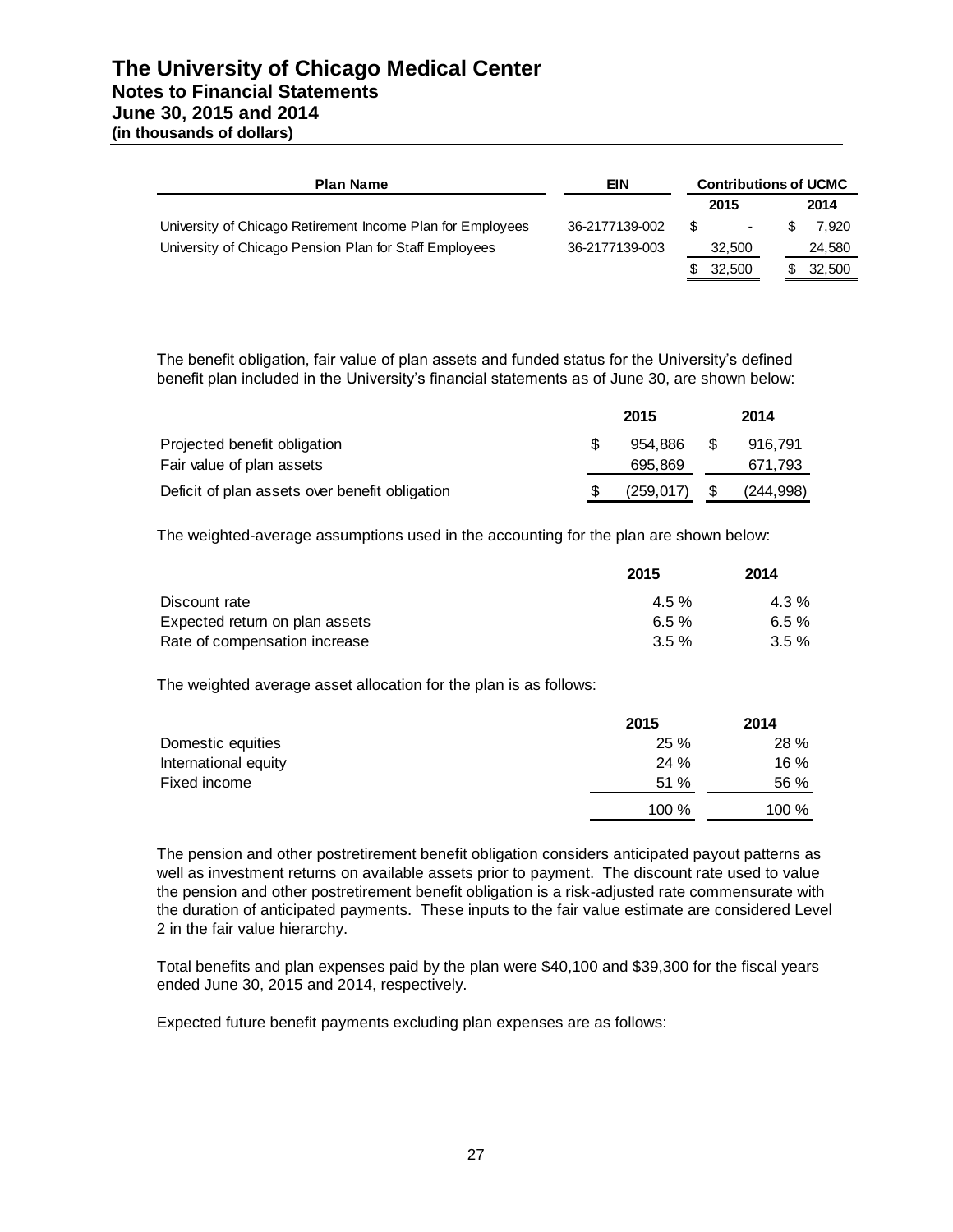| Plan Name | EIN | Contributions of UCMC | |
|---|---|---|---|
| | | 2015 | 2014 |
| University of Chicago Retirement Income Plan for Employees | 36-2177139-002 | $ - | $ 7,920 |
| University of Chicago Pension Plan for Staff Employees | 36-2177139-003 | 32,500 | 24,580 |
| | | $ 32,500 | $ 32,500 |

The benefit obligation, fair value of plan assets and funded status for the University's defined benefit plan included in the University's financial statements as of June 30, are shown below:

| | 2015 | 2014 |
|---|---|---|
| Projected benefit obligation | $ 954,886 | $ 916,791 |
| Fair value of plan assets | 695,869 | 671,793 |
| Deficit of plan assets over benefit obligation | $ (259,017) | $ (244,998) |

The weighted-average assumptions used in the accounting for the plan are shown below:

| | 2015 | 2014 |
|---|---|---|
| Discount rate | 4.5 % | 4.3 % |
| Expected return on plan assets | 6.5 % | 6.5 % |
| Rate of compensation increase | 3.5 % | 3.5 % |

The weighted average asset allocation for the plan is as follows:

| | 2015 | 2014 |
|---|---|---|
| Domestic equities | 25 % | 28 % |
| International equity | 24 % | 16 % |
| Fixed income | 51 % | 56 % |
| | 100 % | 100 % |

The pension and other postretirement benefit obligation considers anticipated payout patterns as well as investment returns on available assets prior to payment. The discount rate used to value the pension and other postretirement benefit obligation is a risk-adjusted rate commensurate with the duration of anticipated payments. These inputs to the fair value estimate are considered Level 2 in the fair value hierarchy.

Total benefits and plan expenses paid by the plan were $40,100 and $39,300 for the fiscal years ended June 30, 2015 and 2014, respectively.

Expected future benefit payments excluding plan expenses are as follows: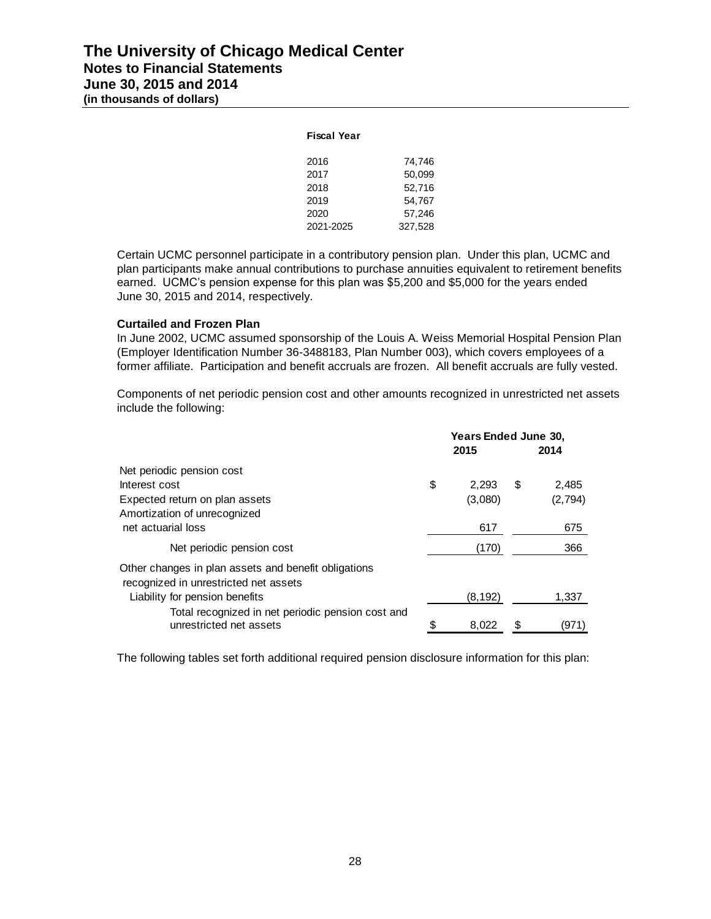| Fiscal Year | |
|---|---|
| 2016 | 74,746 |
| 2017 | 50,099 |
| 2018 | 52,716 |
| 2019 | 54,767 |
| 2020 | 57,246 |
| 2021-2025 | 327,528 |

Certain UCMC personnel participate in a contributory pension plan. Under this plan, UCMC and plan participants make annual contributions to purchase annuities equivalent to retirement benefits earned. UCMC's pension expense for this plan was $5,200 and $5,000 for the years ended June 30, 2015 and 2014, respectively.

**Curtailed and Frozen Plan**

In June 2002, UCMC assumed sponsorship of the Louis A. Weiss Memorial Hospital Pension Plan (Employer Identification Number 36-3488183, Plan Number 003), which covers employees of a former affiliate. Participation and benefit accruals are frozen. All benefit accruals are fully vested.

Components of net periodic pension cost and other amounts recognized in unrestricted net assets include the following:

| | Years Ended June 30, | |
|---|---|---|
| | 2015 | 2014 |
| Net periodic pension cost | | |
| Interest cost | $ 2,293 | $ 2,485 |
| Expected return on plan assets | (3,080) | (2,794) |
| Amortization of unrecognized net actuarial loss | 617 | 675 |
| Net periodic pension cost | (170) | 366 |
| Other changes in plan assets and benefit obligations recognized in unrestricted net assets | | |
| Liability for pension benefits | (8,192) | 1,337 |
| Total recognized in net periodic pension cost and unrestricted net assets | $ 8,022 | $ (971) |

The following tables set forth additional required pension disclosure information for this plan: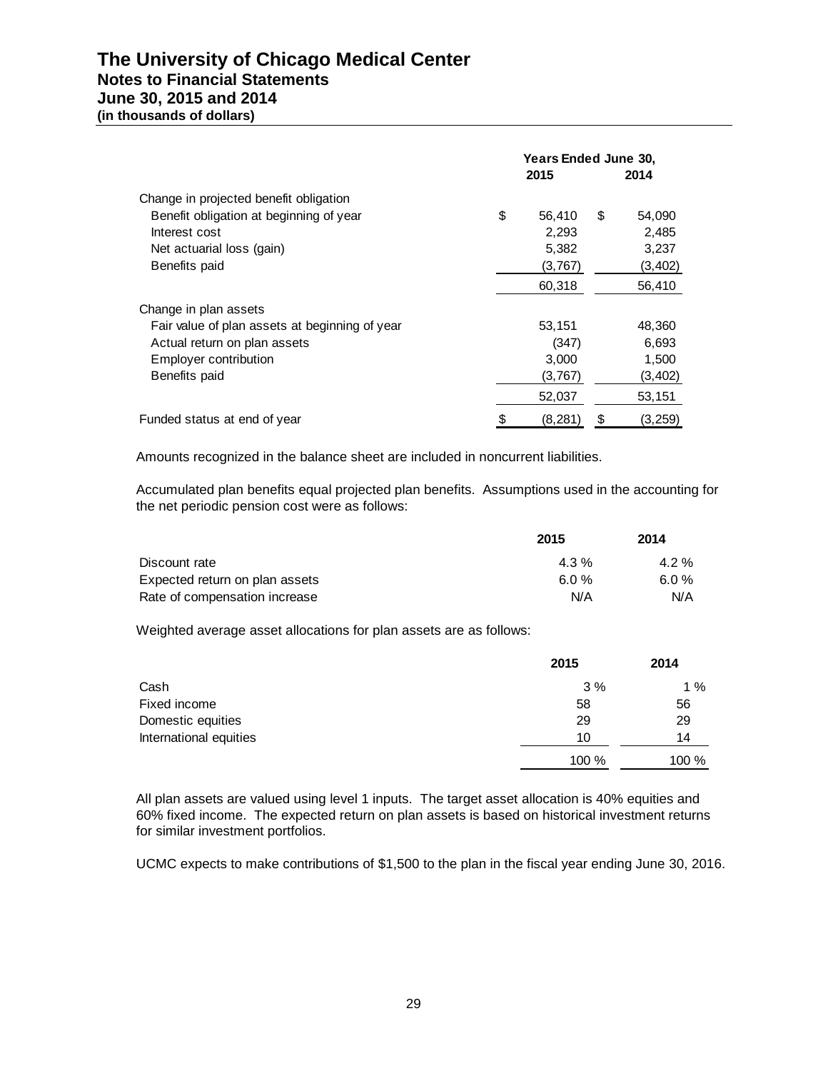# The University of Chicago Medical Center
## Notes to Financial Statements
### June 30, 2015 and 2014
**(in thousands of dollars)**

| | Years Ended June 30, | |
|---|---|---|
| | **2015** | **2014** |
| Change in projected benefit obligation | | |
| Benefit obligation at beginning of year | $ 56,410 | $ 54,090 |
| Interest cost | 2,293 | 2,485 |
| Net actuarial loss (gain) | 5,382 | 3,237 |
| Benefits paid | (3,767) | (3,402) |
| | 60,318 | 56,410 |
| Change in plan assets | | |
| Fair value of plan assets at beginning of year | 53,151 | 48,360 |
| Actual return on plan assets | (347) | 6,693 |
| Employer contribution | 3,000 | 1,500 |
| Benefits paid | (3,767) | (3,402) |
| | 52,037 | 53,151 |
| Funded status at end of year | $ (8,281) | $ (3,259) |

Amounts recognized in the balance sheet are included in noncurrent liabilities.

Accumulated plan benefits equal projected plan benefits. Assumptions used in the accounting for the net periodic pension cost were as follows:

| | 2015 | 2014 |
|---|---|---|
| Discount rate | 4.3 % | 4.2 % |
| Expected return on plan assets | 6.0 % | 6.0 % |
| Rate of compensation increase | N/A | N/A |

Weighted average asset allocations for plan assets are as follows:

| | 2015 | 2014 |
|---|---|---|
| Cash | 3 % | 1 % |
| Fixed income | 58 | 56 |
| Domestic equities | 29 | 29 |
| International equities | 10 | 14 |
| | 100 % | 100 % |

All plan assets are valued using level 1 inputs. The target asset allocation is 40% equities and 60% fixed income. The expected return on plan assets is based on historical investment returns for similar investment portfolios.

UCMC expects to make contributions of $1,500 to the plan in the fiscal year ending June 30, 2016.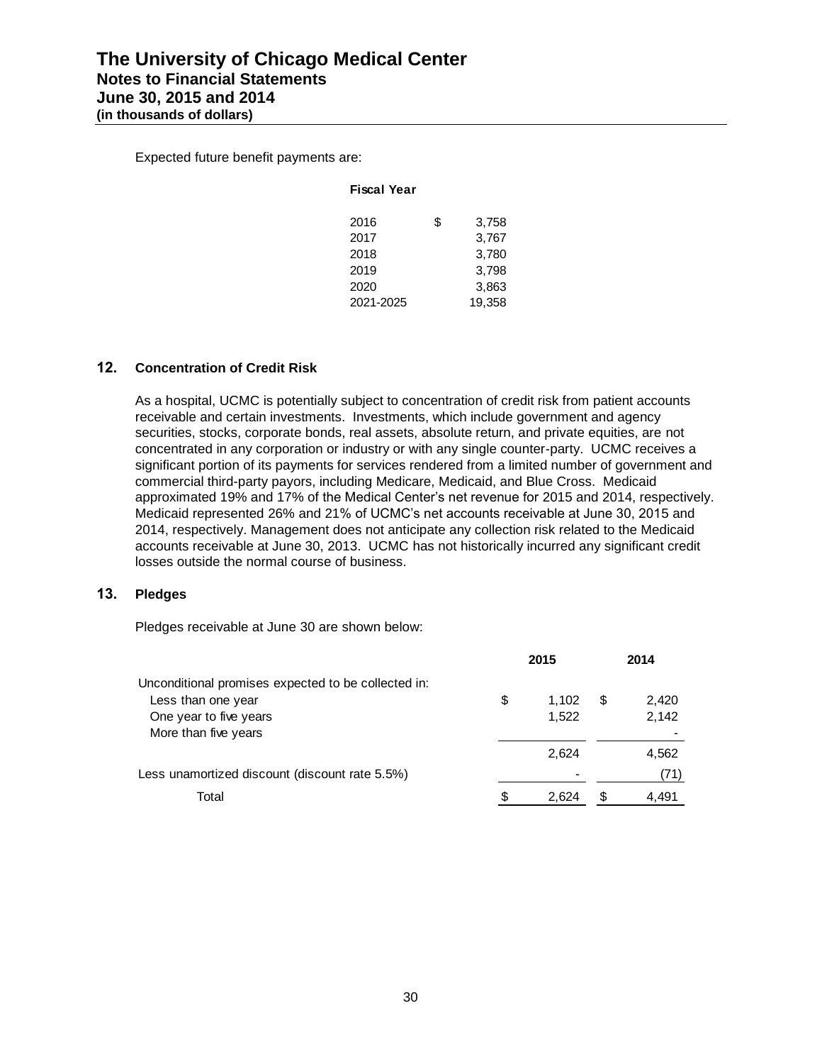Expected future benefit payments are:

| Fiscal Year | |
|---|---|
| 2016 | $ 3,758 |
| 2017 | 3,767 |
| 2018 | 3,780 |
| 2019 | 3,798 |
| 2020 | 3,863 |
| 2021-2025 | 19,358 |

## 12. Concentration of Credit Risk

As a hospital, UCMC is potentially subject to concentration of credit risk from patient accounts receivable and certain investments. Investments, which include government and agency securities, stocks, corporate bonds, real assets, absolute return, and private equities, are not concentrated in any corporation or industry or with any single counter-party. UCMC receives a significant portion of its payments for services rendered from a limited number of government and commercial third-party payors, including Medicare, Medicaid, and Blue Cross. Medicaid approximated 19% and 17% of the Medical Center's net revenue for 2015 and 2014, respectively. Medicaid represented 26% and 21% of UCMC's net accounts receivable at June 30, 2015 and 2014, respectively. Management does not anticipate any collection risk related to the Medicaid accounts receivable at June 30, 2013. UCMC has not historically incurred any significant credit losses outside the normal course of business.

## 13. Pledges

Pledges receivable at June 30 are shown below:

| | 2015 | 2014 |
|---|---|---|
| Unconditional promises expected to be collected in: | | |
| Less than one year | $ 1,102 | $ 2,420 |
| One year to five years | 1,522 | 2,142 |
| More than five years | | - |
| | 2,624 | 4,562 |
| Less unamortized discount (discount rate 5.5%) | - | (71) |
| Total | $ 2,624 | $ 4,491 |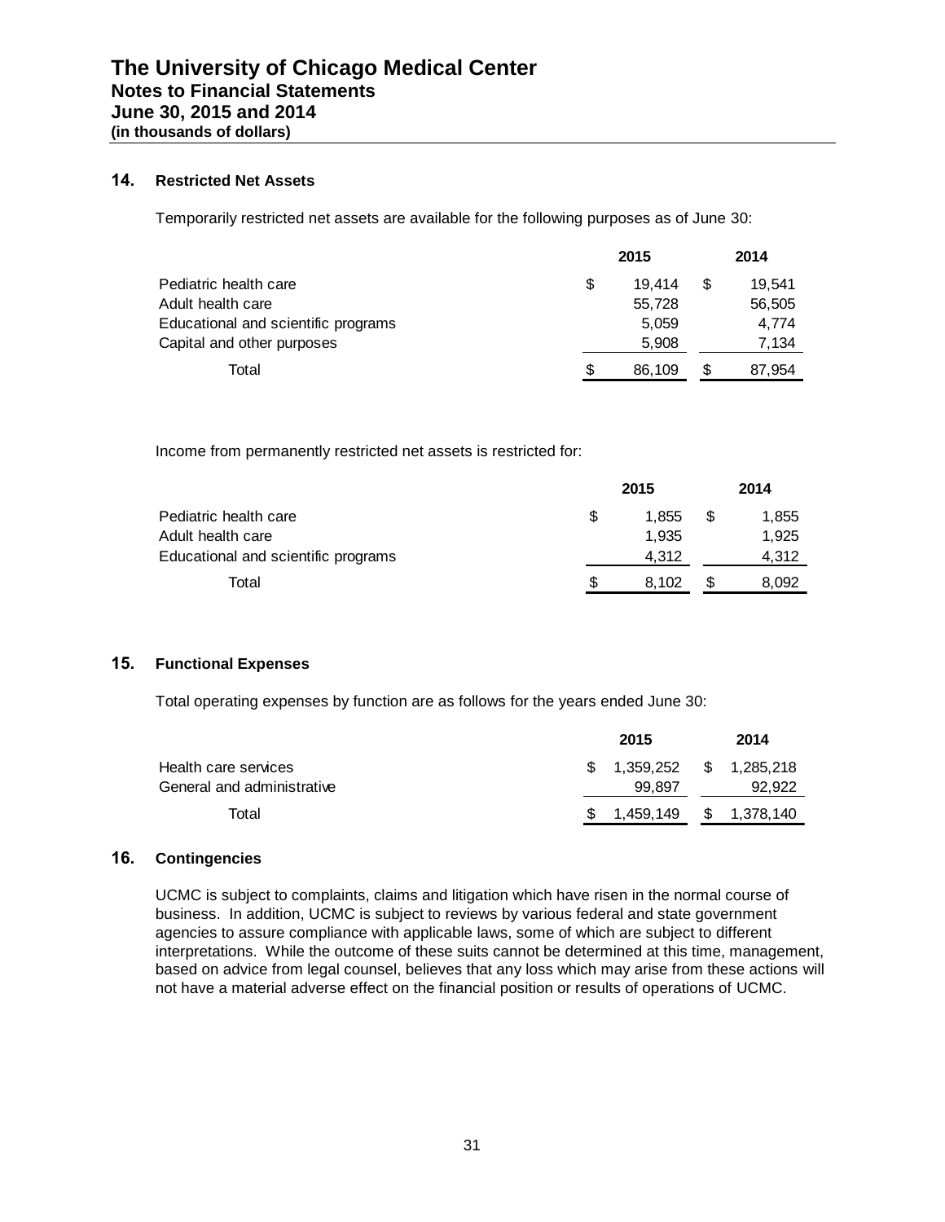## 14. Restricted Net Assets

Temporarily restricted net assets are available for the following purposes as of June 30:

| | 2015 | 2014 |
|---|---|---|
| Pediatric health care | $ 19,414 | $ 19,541 |
| Adult health care | 55,728 | 56,505 |
| Educational and scientific programs | 5,059 | 4,774 |
| Capital and other purposes | 5,908 | 7,134 |
| Total | $ 86,109 | $ 87,954 |

Income from permanently restricted net assets is restricted for:

| | 2015 | 2014 |
|---|---|---|
| Pediatric health care | $ 1,855 | $ 1,855 |
| Adult health care | 1,935 | 1,925 |
| Educational and scientific programs | 4,312 | 4,312 |
| Total | $ 8,102 | $ 8,092 |

## 15. Functional Expenses

Total operating expenses by function are as follows for the years ended June 30:

| | 2015 | 2014 |
|---|---|---|
| Health care services | $ 1,359,252 | $ 1,285,218 |
| General and administrative | 99,897 | 92,922 |
| Total | $ 1,459,149 | $ 1,378,140 |

## 16. Contingencies

UCMC is subject to complaints, claims and litigation which have risen in the normal course of business. In addition, UCMC is subject to reviews by various federal and state government agencies to assure compliance with applicable laws, some of which are subject to different interpretations. While the outcome of these suits cannot be determined at this time, management, based on advice from legal counsel, believes that any loss which may arise from these actions will not have a material adverse effect on the financial position or results of operations of UCMC.